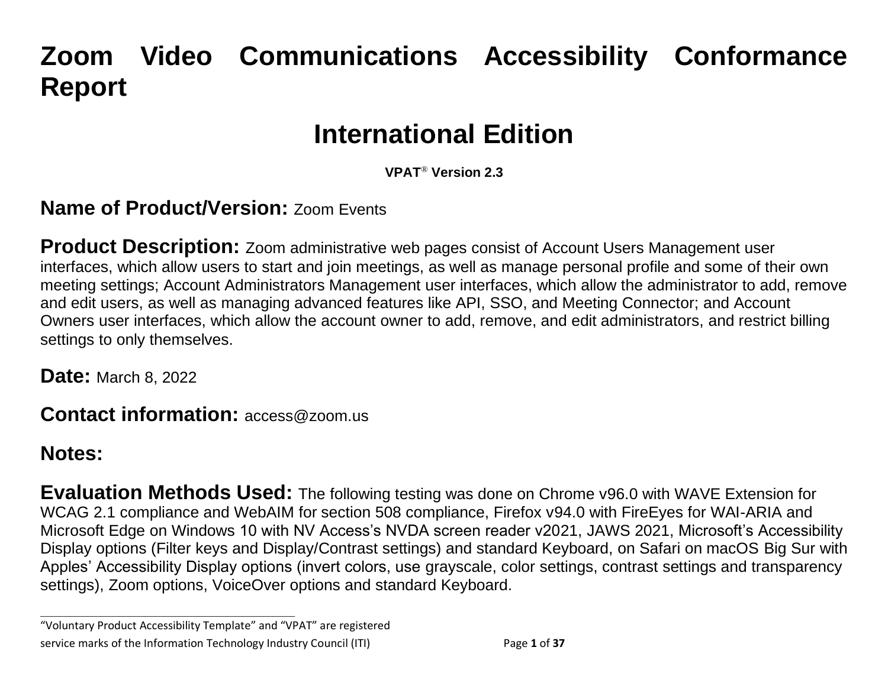# Zoom Video Communications Accessibility Conformance Report

## International Edition

**VPAT® Version 2.3**

**Name of Product/Version:** Zoom Events

**Product Description:** Zoom administrative web pages consist of Account Users Management user interfaces, which allow users to start and join meetings, as well as manage personal profile and some of their own meeting settings; Account Administrators Management user interfaces, which allow the administrator to add, remove and edit users, as well as managing advanced features like API, SSO, and Meeting Connector; and Account Owners user interfaces, which allow the account owner to add, remove, and edit administrators, and restrict billing settings to only themselves.

**Date:** March 8, 2022

**Contact information:** access@zoom.us

**Notes:**

**Evaluation Methods Used:** The following testing was done on Chrome v96.0 with WAVE Extension for WCAG 2.1 compliance and WebAIM for section 508 compliance, Firefox v94.0 with FireEyes for WAI-ARIA and Microsoft Edge on Windows 10 with NV Access's NVDA screen reader v2021, JAWS 2021, Microsoft's Accessibility Display options (Filter keys and Display/Contrast settings) and standard Keyboard, on Safari on macOS Big Sur with Apples' Accessibility Display options (invert colors, use grayscale, color settings, contrast settings and transparency settings), Zoom options, VoiceOver options and standard Keyboard.

---

"Voluntary Product Accessibility Template" and "VPAT" are registered service marks of the Information Technology Industry Council (ITI)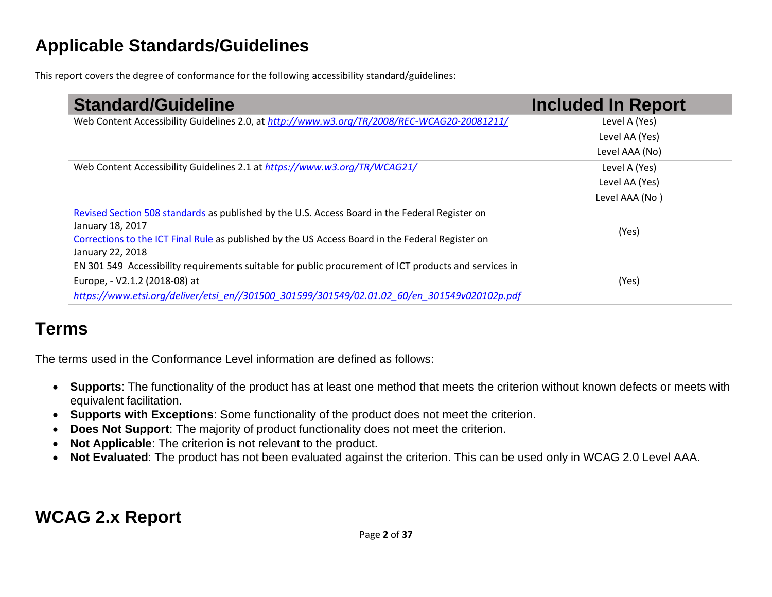## Applicable Standards/Guidelines

This report covers the degree of conformance for the following accessibility standard/guidelines:

| Standard/Guideline | Included In Report |
| --- | --- |
| Web Content Accessibility Guidelines 2.0, at *http://www.w3.org/TR/2008/REC-WCAG20-20081211/* | Level A (Yes)<br>Level AA (Yes)<br>Level AAA (No) |
| Web Content Accessibility Guidelines 2.1 at *https://www.w3.org/TR/WCAG21/* | Level A (Yes)<br>Level AA (Yes)<br>Level AAA (No ) |
| Revised Section 508 standards as published by the U.S. Access Board in the Federal Register on January 18, 2017<br>Corrections to the ICT Final Rule as published by the US Access Board in the Federal Register on January 22, 2018 | (Yes) |
| EN 301 549 Accessibility requirements suitable for public procurement of ICT products and services in Europe, - V2.1.2 (2018-08) at *https://www.etsi.org/deliver/etsi_en//301500_301599/301549/02.01.02_60/en_301549v020102p.pdf* | (Yes) |

## Terms

The terms used in the Conformance Level information are defined as follows:

- **Supports**: The functionality of the product has at least one method that meets the criterion without known defects or meets with equivalent facilitation.
- **Supports with Exceptions**: Some functionality of the product does not meet the criterion.
- **Does Not Support**: The majority of product functionality does not meet the criterion.
- **Not Applicable**: The criterion is not relevant to the product.
- **Not Evaluated**: The product has not been evaluated against the criterion. This can be used only in WCAG 2.0 Level AAA.

## WCAG 2.x Report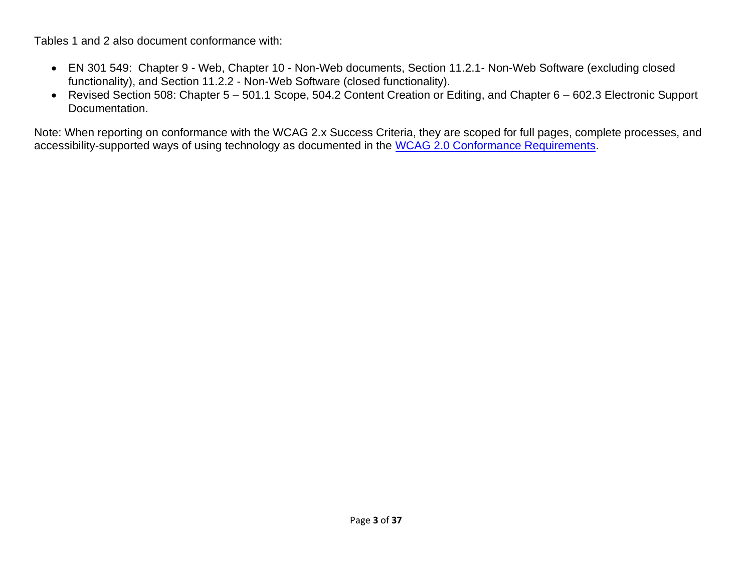Tables 1 and 2 also document conformance with:

- EN 301 549:  Chapter 9 - Web, Chapter 10 - Non-Web documents, Section 11.2.1- Non-Web Software (excluding closed functionality), and Section 11.2.2 - Non-Web Software (closed functionality).
- Revised Section 508: Chapter 5 – 501.1 Scope, 504.2 Content Creation or Editing, and Chapter 6 – 602.3 Electronic Support Documentation.

Note: When reporting on conformance with the WCAG 2.x Success Criteria, they are scoped for full pages, complete processes, and accessibility-supported ways of using technology as documented in the WCAG 2.0 Conformance Requirements.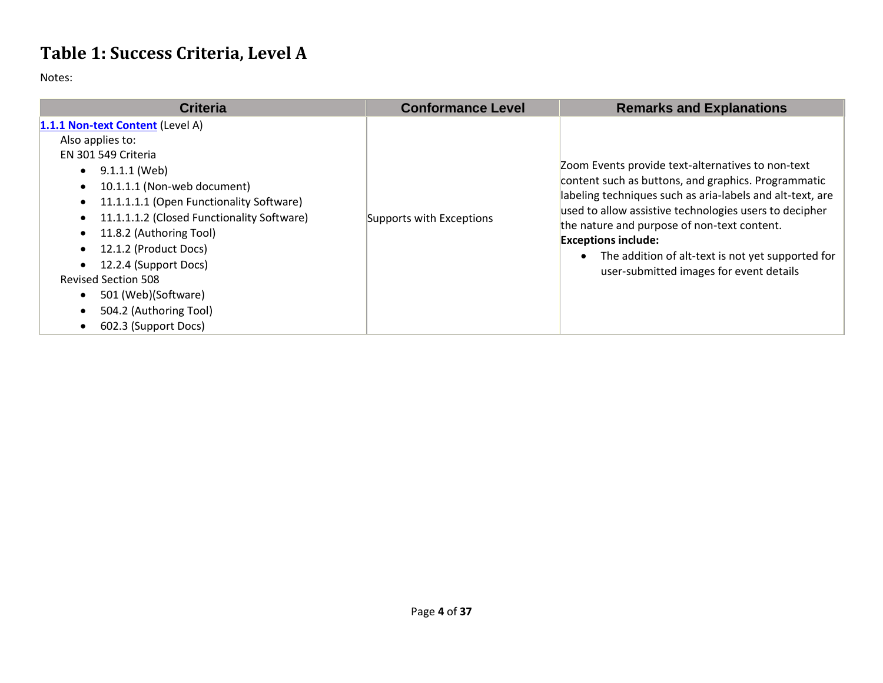# Table 1: Success Criteria, Level A

Notes:

| Criteria | Conformance Level | Remarks and Explanations |
| --- | --- | --- |
| **1.1.1 Non-text Content** (Level A)<br>Also applies to:<br>EN 301 549 Criteria<br>• 9.1.1.1 (Web)<br>• 10.1.1.1 (Non-web document)<br>• 11.1.1.1.1 (Open Functionality Software)<br>• 11.1.1.1.2 (Closed Functionality Software)<br>• 11.8.2 (Authoring Tool)<br>• 12.1.2 (Product Docs)<br>• 12.2.4 (Support Docs)<br>Revised Section 508<br>• 501 (Web)(Software)<br>• 504.2 (Authoring Tool)<br>• 602.3 (Support Docs) | Supports with Exceptions | Zoom Events provide text-alternatives to non-text content such as buttons, and graphics. Programmatic labeling techniques such as aria-labels and alt-text, are used to allow assistive technologies users to decipher the nature and purpose of non-text content.<br>**Exceptions include:**<br>• The addition of alt-text is not yet supported for user-submitted images for event details |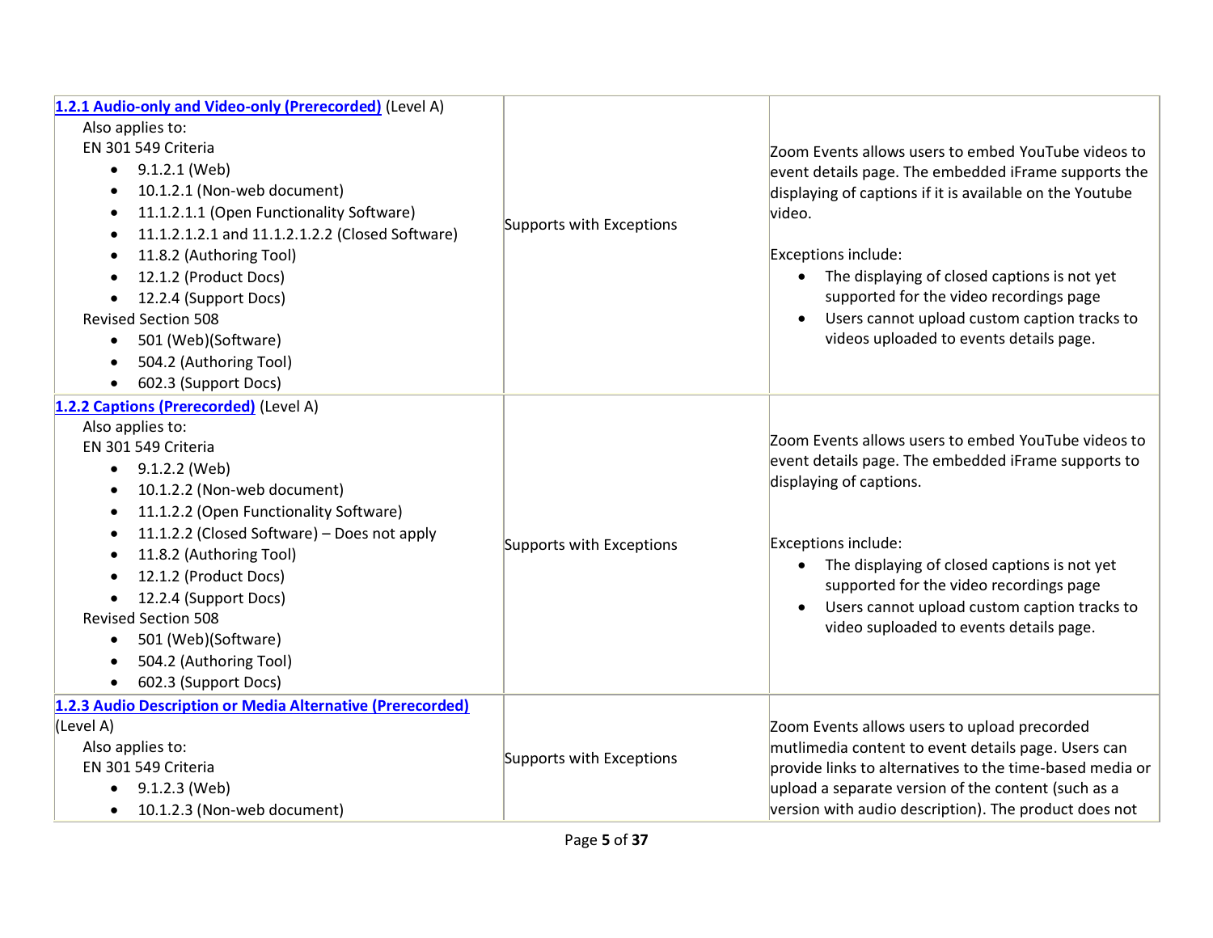| | | |
|---|---|---|
| [1.2.1 Audio-only and Video-only (Prerecorded)](#) (Level A)<br>Also applies to:<br>EN 301 549 Criteria<br>• 9.1.2.1 (Web)<br>• 10.1.2.1 (Non-web document)<br>• 11.1.2.1.1 (Open Functionality Software)<br>• 11.1.2.1.2.1 and 11.1.2.1.2.2 (Closed Software)<br>• 11.8.2 (Authoring Tool)<br>• 12.1.2 (Product Docs)<br>• 12.2.4 (Support Docs)<br>Revised Section 508<br>• 501 (Web)(Software)<br>• 504.2 (Authoring Tool)<br>• 602.3 (Support Docs) | Supports with Exceptions | Zoom Events allows users to embed YouTube videos to event details page. The embedded iFrame supports the displaying of captions if it is available on the Youtube video.<br><br>Exceptions include:<br>• The displaying of closed captions is not yet supported for the video recordings page<br>• Users cannot upload custom caption tracks to videos uploaded to events details page. |
| [1.2.2 Captions (Prerecorded)](#) (Level A)<br>Also applies to:<br>EN 301 549 Criteria<br>• 9.1.2.2 (Web)<br>• 10.1.2.2 (Non-web document)<br>• 11.1.2.2 (Open Functionality Software)<br>• 11.1.2.2 (Closed Software) – Does not apply<br>• 11.8.2 (Authoring Tool)<br>• 12.1.2 (Product Docs)<br>• 12.2.4 (Support Docs)<br>Revised Section 508<br>• 501 (Web)(Software)<br>• 504.2 (Authoring Tool)<br>• 602.3 (Support Docs) | Supports with Exceptions | Zoom Events allows users to embed YouTube videos to event details page. The embedded iFrame supports to displaying of captions.<br><br>Exceptions include:<br>• The displaying of closed captions is not yet supported for the video recordings page<br>• Users cannot upload custom caption tracks to video suploaded to events details page. |
| [1.2.3 Audio Description or Media Alternative (Prerecorded)](#) (Level A)<br>Also applies to:<br>EN 301 549 Criteria<br>• 9.1.2.3 (Web)<br>• 10.1.2.3 (Non-web document) | Supports with Exceptions | Zoom Events allows users to upload precorded mutlimedia content to event details page. Users can provide links to alternatives to the time-based media or upload a separate version of the content (such as a version with audio description). The product does not |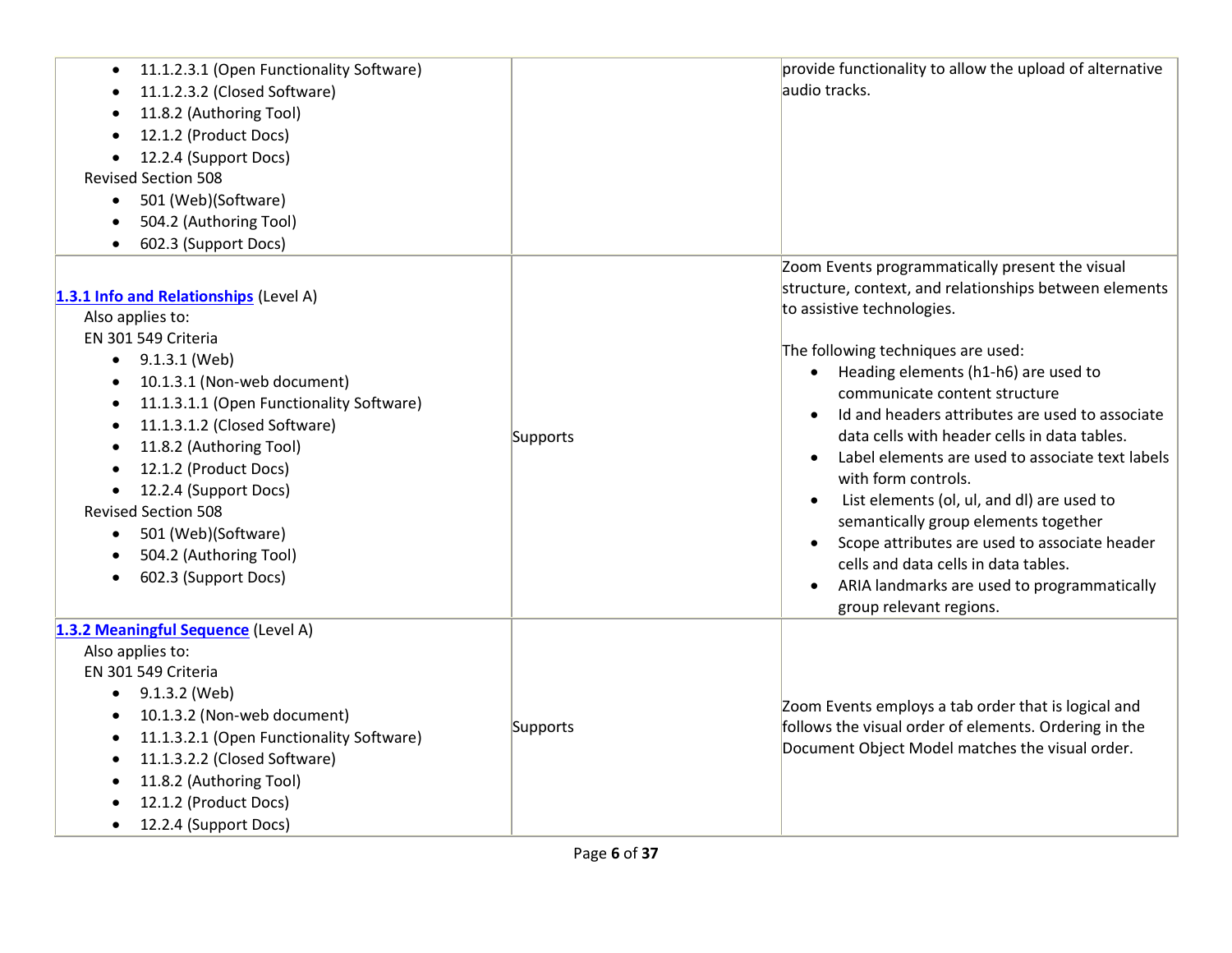| Criteria | Conformance Level | Remarks and Explanations |
|---|---|---|
| • 11.1.2.3.1 (Open Functionality Software)<br>• 11.1.2.3.2 (Closed Software)<br>• 11.8.2 (Authoring Tool)<br>• 12.1.2 (Product Docs)<br>• 12.2.4 (Support Docs)<br>Revised Section 508<br>• 501 (Web)(Software)<br>• 504.2 (Authoring Tool)<br>• 602.3 (Support Docs) | | provide functionality to allow the upload of alternative audio tracks. |
| [1.3.1 Info and Relationships](#) (Level A)<br>Also applies to:<br>EN 301 549 Criteria<br>• 9.1.3.1 (Web)<br>• 10.1.3.1 (Non-web document)<br>• 11.1.3.1.1 (Open Functionality Software)<br>• 11.1.3.1.2 (Closed Software)<br>• 11.8.2 (Authoring Tool)<br>• 12.1.2 (Product Docs)<br>• 12.2.4 (Support Docs)<br>Revised Section 508<br>• 501 (Web)(Software)<br>• 504.2 (Authoring Tool)<br>• 602.3 (Support Docs) | Supports | Zoom Events programmatically present the visual structure, context, and relationships between elements to assistive technologies.<br><br>The following techniques are used:<br>• Heading elements (h1-h6) are used to communicate content structure<br>• Id and headers attributes are used to associate data cells with header cells in data tables.<br>• Label elements are used to associate text labels with form controls.<br>• List elements (ol, ul, and dl) are used to semantically group elements together<br>• Scope attributes are used to associate header cells and data cells in data tables.<br>• ARIA landmarks are used to programmatically group relevant regions. |
| [1.3.2 Meaningful Sequence](#) (Level A)<br>Also applies to:<br>EN 301 549 Criteria<br>• 9.1.3.2 (Web)<br>• 10.1.3.2 (Non-web document)<br>• 11.1.3.2.1 (Open Functionality Software)<br>• 11.1.3.2.2 (Closed Software)<br>• 11.8.2 (Authoring Tool)<br>• 12.1.2 (Product Docs)<br>• 12.2.4 (Support Docs) | Supports | Zoom Events employs a tab order that is logical and follows the visual order of elements. Ordering in the Document Object Model matches the visual order. |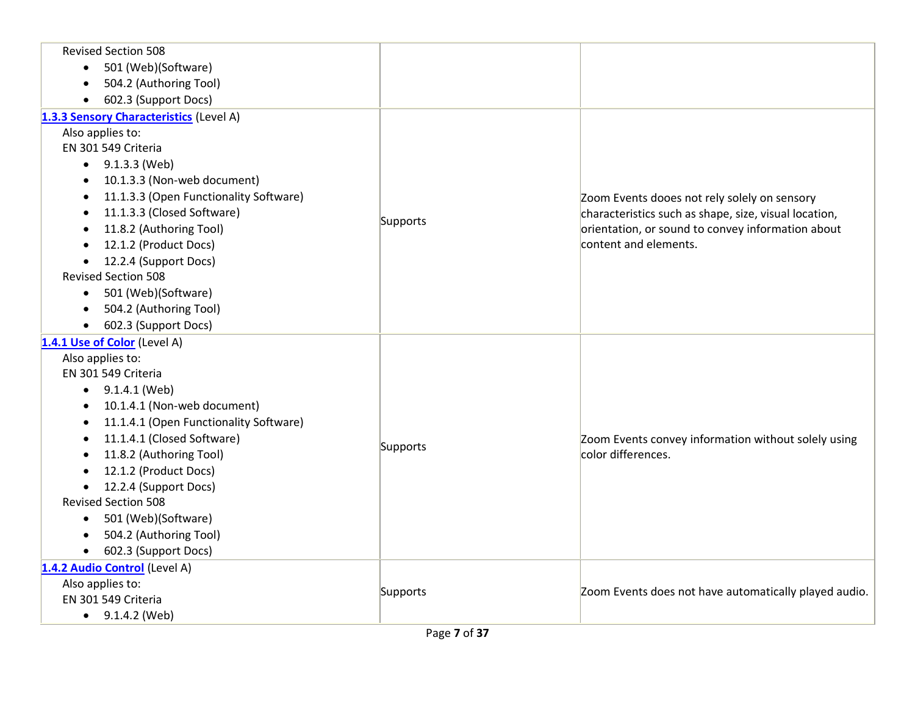| | | |
|---|---|---|
| Revised Section 508<br>• 501 (Web)(Software)<br>• 504.2 (Authoring Tool)<br>• 602.3 (Support Docs) | | |
| **1.3.3 Sensory Characteristics** (Level A)<br>Also applies to:<br>EN 301 549 Criteria<br>• 9.1.3.3 (Web)<br>• 10.1.3.3 (Non-web document)<br>• 11.1.3.3 (Open Functionality Software)<br>• 11.1.3.3 (Closed Software)<br>• 11.8.2 (Authoring Tool)<br>• 12.1.2 (Product Docs)<br>• 12.2.4 (Support Docs)<br>Revised Section 508<br>• 501 (Web)(Software)<br>• 504.2 (Authoring Tool)<br>• 602.3 (Support Docs) | Supports | Zoom Events dooes not rely solely on sensory characteristics such as shape, size, visual location, orientation, or sound to convey information about content and elements. |
| **1.4.1 Use of Color** (Level A)<br>Also applies to:<br>EN 301 549 Criteria<br>• 9.1.4.1 (Web)<br>• 10.1.4.1 (Non-web document)<br>• 11.1.4.1 (Open Functionality Software)<br>• 11.1.4.1 (Closed Software)<br>• 11.8.2 (Authoring Tool)<br>• 12.1.2 (Product Docs)<br>• 12.2.4 (Support Docs)<br>Revised Section 508<br>• 501 (Web)(Software)<br>• 504.2 (Authoring Tool)<br>• 602.3 (Support Docs) | Supports | Zoom Events convey information without solely using color differences. |
| **1.4.2 Audio Control** (Level A)<br>Also applies to:<br>EN 301 549 Criteria<br>• 9.1.4.2 (Web) | Supports | Zoom Events does not have automatically played audio. |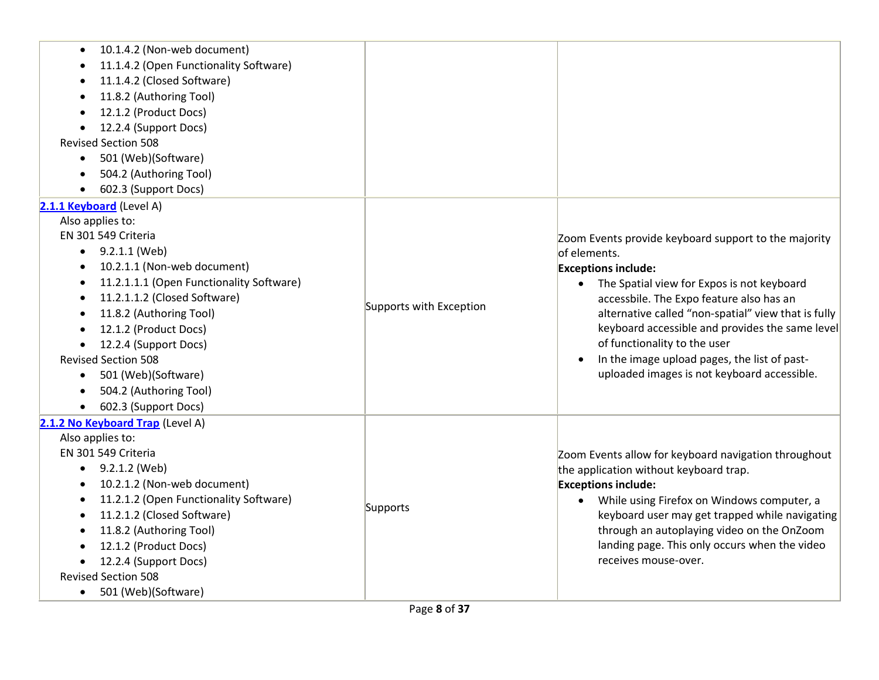| Criteria | Conformance Level | Remarks and Explanations |
|---|---|---|
| <ul><li>10.1.4.2 (Non-web document)</li><li>11.1.4.2 (Open Functionality Software)</li><li>11.1.4.2 (Closed Software)</li><li>11.8.2 (Authoring Tool)</li><li>12.1.2 (Product Docs)</li><li>12.2.4 (Support Docs)</li></ul>Revised Section 508<ul><li>501 (Web)(Software)</li><li>504.2 (Authoring Tool)</li><li>602.3 (Support Docs)</li></ul> | | |
| **[2.1.1 Keyboard]** (Level A)<br>Also applies to:<br>EN 301 549 Criteria<ul><li>9.2.1.1 (Web)</li><li>10.2.1.1 (Non-web document)</li><li>11.2.1.1.1 (Open Functionality Software)</li><li>11.2.1.1.2 (Closed Software)</li><li>11.8.2 (Authoring Tool)</li><li>12.1.2 (Product Docs)</li><li>12.2.4 (Support Docs)</li></ul>Revised Section 508<ul><li>501 (Web)(Software)</li><li>504.2 (Authoring Tool)</li><li>602.3 (Support Docs)</li></ul> | Supports with Exception | Zoom Events provide keyboard support to the majority of elements.<br>**Exceptions include:**<ul><li>The Spatial view for Expos is not keyboard accessbile. The Expo feature also has an alternative called "non-spatial" view that is fully keyboard accessible and provides the same level of functionality to the user</li><li>In the image upload pages, the list of past-uploaded images is not keyboard accessible.</li></ul> |
| **[2.1.2 No Keyboard Trap]** (Level A)<br>Also applies to:<br>EN 301 549 Criteria<ul><li>9.2.1.2 (Web)</li><li>10.2.1.2 (Non-web document)</li><li>11.2.1.2 (Open Functionality Software)</li><li>11.2.1.2 (Closed Software)</li><li>11.8.2 (Authoring Tool)</li><li>12.1.2 (Product Docs)</li><li>12.2.4 (Support Docs)</li></ul>Revised Section 508<ul><li>501 (Web)(Software)</li></ul> | Supports | Zoom Events allow for keyboard navigation throughout the application without keyboard trap.<br>**Exceptions include:**<ul><li>While using Firefox on Windows computer, a keyboard user may get trapped while navigating through an autoplaying video on the OnZoom landing page. This only occurs when the video receives mouse-over.</li></ul> |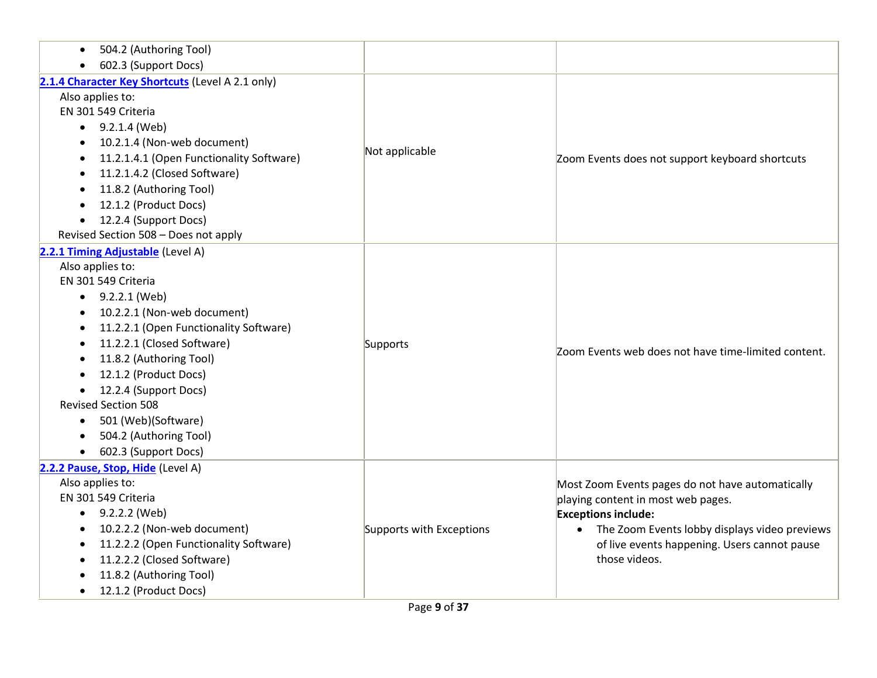| Criteria | Conformance Level | Remarks and Explanations |
|---|---|---|
| <ul><li>504.2 (Authoring Tool)</li><li>602.3 (Support Docs)</li></ul> | | |
| **[2.1.4 Character Key Shortcuts](#)** (Level A 2.1 only)<br>Also applies to:<br>EN 301 549 Criteria<ul><li>9.2.1.4 (Web)</li><li>10.2.1.4 (Non-web document)</li><li>11.2.1.4.1 (Open Functionality Software)</li><li>11.2.1.4.2 (Closed Software)</li><li>11.8.2 (Authoring Tool)</li><li>12.1.2 (Product Docs)</li><li>12.2.4 (Support Docs)</li></ul>Revised Section 508 – Does not apply | Not applicable | Zoom Events does not support keyboard shortcuts |
| **[2.2.1 Timing Adjustable](#)** (Level A)<br>Also applies to:<br>EN 301 549 Criteria<ul><li>9.2.2.1 (Web)</li><li>10.2.2.1 (Non-web document)</li><li>11.2.2.1 (Open Functionality Software)</li><li>11.2.2.1 (Closed Software)</li><li>11.8.2 (Authoring Tool)</li><li>12.1.2 (Product Docs)</li><li>12.2.4 (Support Docs)</li></ul>Revised Section 508<ul><li>501 (Web)(Software)</li><li>504.2 (Authoring Tool)</li><li>602.3 (Support Docs)</li></ul> | Supports | Zoom Events web does not have time-limited content. |
| **[2.2.2 Pause, Stop, Hide](#)** (Level A)<br>Also applies to:<br>EN 301 549 Criteria<ul><li>9.2.2.2 (Web)</li><li>10.2.2.2 (Non-web document)</li><li>11.2.2.2 (Open Functionality Software)</li><li>11.2.2.2 (Closed Software)</li><li>11.8.2 (Authoring Tool)</li><li>12.1.2 (Product Docs)</li></ul> | Supports with Exceptions | Most Zoom Events pages do not have automatically playing content in most web pages.<br>**Exceptions include:**<ul><li>The Zoom Events lobby displays video previews of live events happening. Users cannot pause those videos.</li></ul> |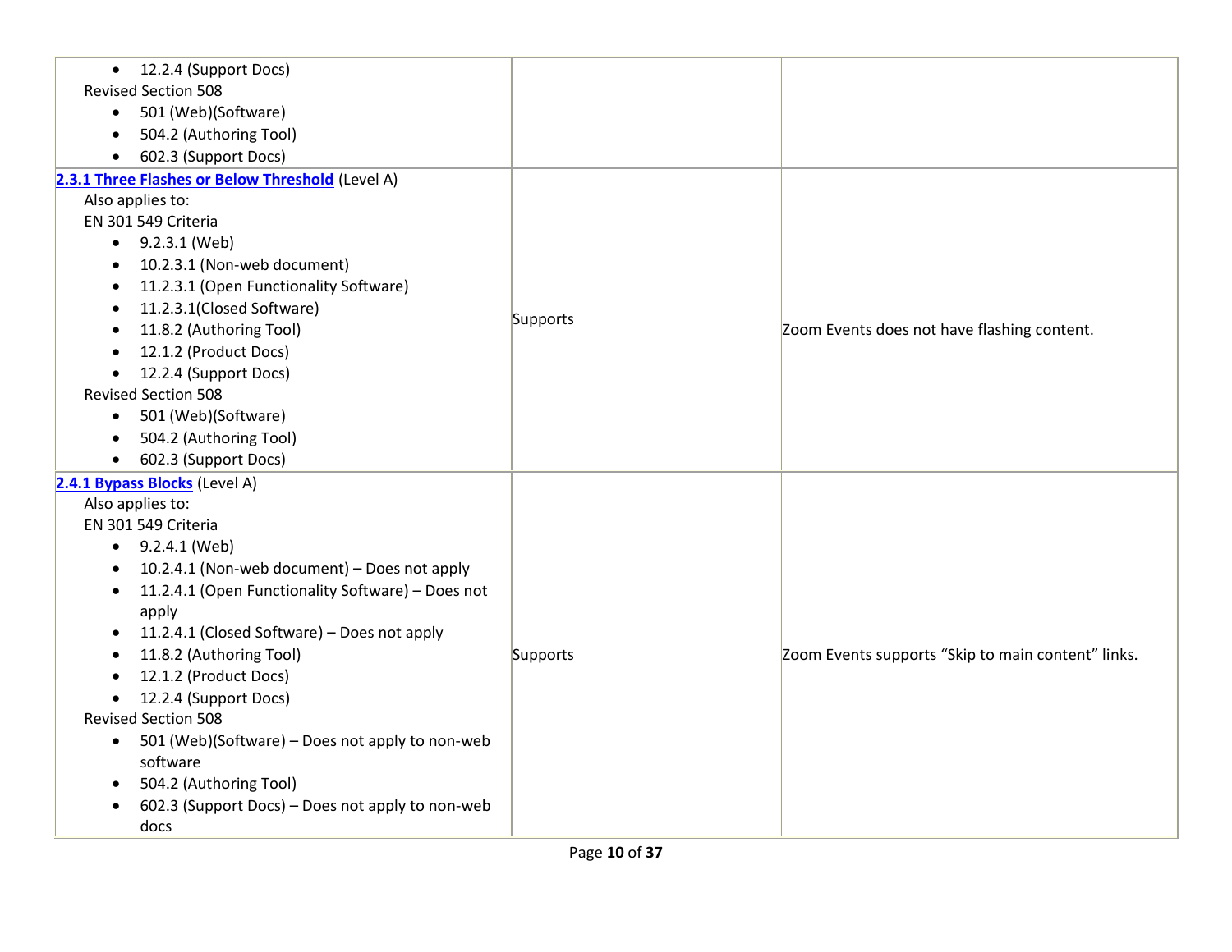| Criteria | Conformance Level | Remarks and Explanations |
| --- | --- | --- |
| • 12.2.4 (Support Docs)<br>Revised Section 508<br>• 501 (Web)(Software)<br>• 504.2 (Authoring Tool)<br>• 602.3 (Support Docs) | | |
| **2.3.1 Three Flashes or Below Threshold** (Level A)<br>Also applies to:<br>EN 301 549 Criteria<br>• 9.2.3.1 (Web)<br>• 10.2.3.1 (Non-web document)<br>• 11.2.3.1 (Open Functionality Software)<br>• 11.2.3.1(Closed Software)<br>• 11.8.2 (Authoring Tool)<br>• 12.1.2 (Product Docs)<br>• 12.2.4 (Support Docs)<br>Revised Section 508<br>• 501 (Web)(Software)<br>• 504.2 (Authoring Tool)<br>• 602.3 (Support Docs) | Supports | Zoom Events does not have flashing content. |
| **2.4.1 Bypass Blocks** (Level A)<br>Also applies to:<br>EN 301 549 Criteria<br>• 9.2.4.1 (Web)<br>• 10.2.4.1 (Non-web document) – Does not apply<br>• 11.2.4.1 (Open Functionality Software) – Does not apply<br>• 11.2.4.1 (Closed Software) – Does not apply<br>• 11.8.2 (Authoring Tool)<br>• 12.1.2 (Product Docs)<br>• 12.2.4 (Support Docs)<br>Revised Section 508<br>• 501 (Web)(Software) – Does not apply to non-web software<br>• 504.2 (Authoring Tool)<br>• 602.3 (Support Docs) – Does not apply to non-web docs | Supports | Zoom Events supports "Skip to main content" links. |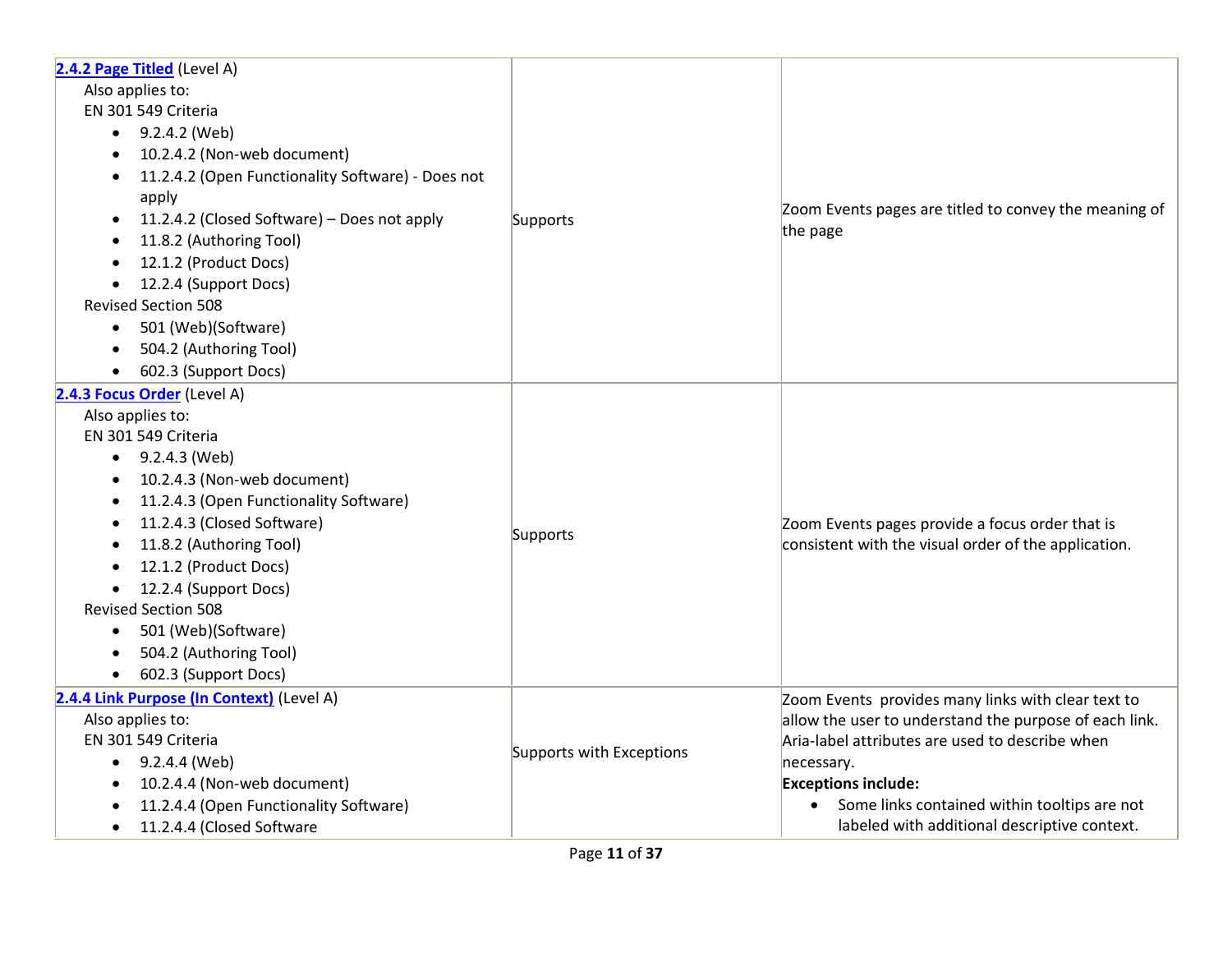| | | |
|---|---|---|
| **2.4.2 Page Titled** (Level A)<br>Also applies to:<br>EN 301 549 Criteria<br>• 9.2.4.2 (Web)<br>• 10.2.4.2 (Non-web document)<br>• 11.2.4.2 (Open Functionality Software) - Does not apply<br>• 11.2.4.2 (Closed Software) – Does not apply<br>• 11.8.2 (Authoring Tool)<br>• 12.1.2 (Product Docs)<br>• 12.2.4 (Support Docs)<br>Revised Section 508<br>• 501 (Web)(Software)<br>• 504.2 (Authoring Tool)<br>• 602.3 (Support Docs) | Supports | Zoom Events pages are titled to convey the meaning of the page |
| **2.4.3 Focus Order** (Level A)<br>Also applies to:<br>EN 301 549 Criteria<br>• 9.2.4.3 (Web)<br>• 10.2.4.3 (Non-web document)<br>• 11.2.4.3 (Open Functionality Software)<br>• 11.2.4.3 (Closed Software)<br>• 11.8.2 (Authoring Tool)<br>• 12.1.2 (Product Docs)<br>• 12.2.4 (Support Docs)<br>Revised Section 508<br>• 501 (Web)(Software)<br>• 504.2 (Authoring Tool)<br>• 602.3 (Support Docs) | Supports | Zoom Events pages provide a focus order that is consistent with the visual order of the application. |
| **2.4.4 Link Purpose (In Context)** (Level A)<br>Also applies to:<br>EN 301 549 Criteria<br>• 9.2.4.4 (Web)<br>• 10.2.4.4 (Non-web document)<br>• 11.2.4.4 (Open Functionality Software)<br>• 11.2.4.4 (Closed Software | Supports with Exceptions | Zoom Events provides many links with clear text to allow the user to understand the purpose of each link. Aria-label attributes are used to describe when necessary.<br>**Exceptions include:**<br>• Some links contained within tooltips are not labeled with additional descriptive context. |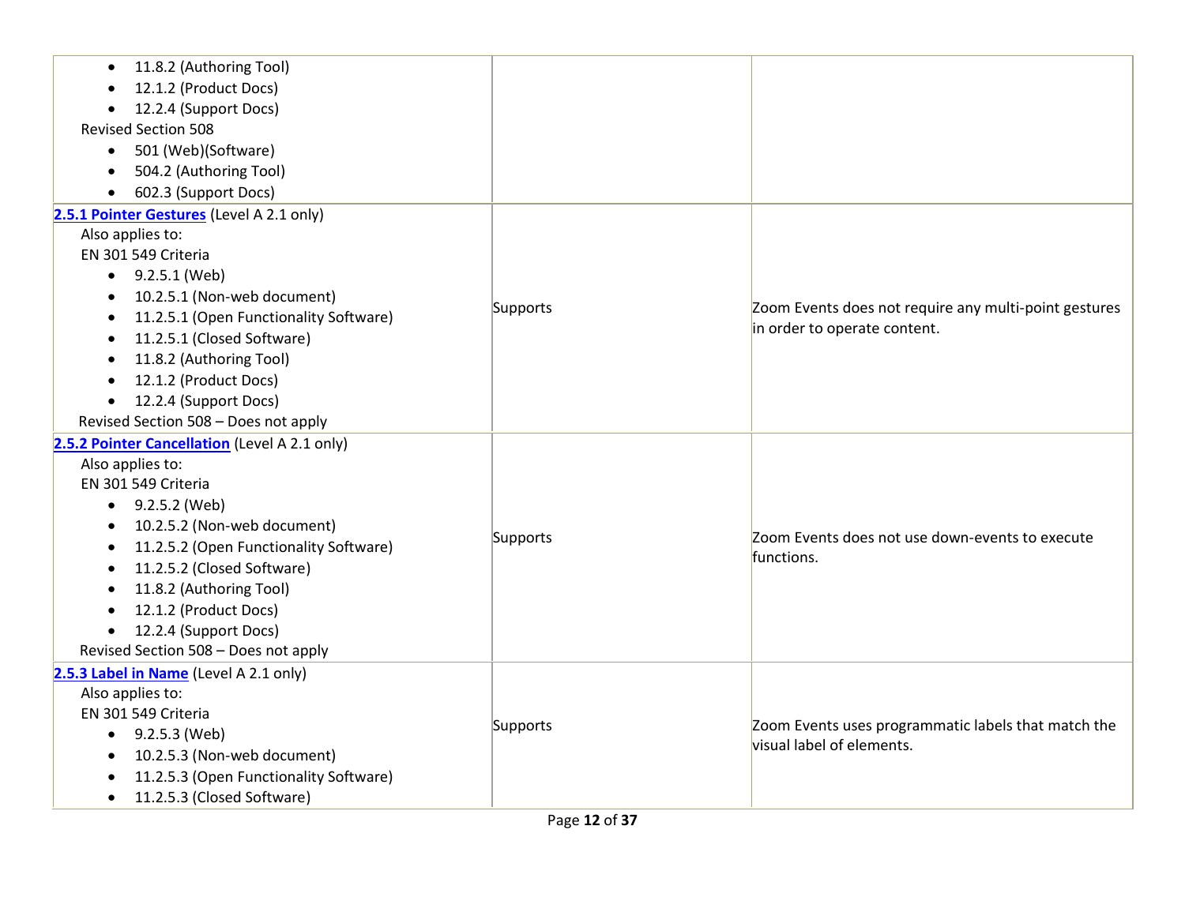| | | |
|---|---|---|
| • 11.8.2 (Authoring Tool)<br>• 12.1.2 (Product Docs)<br>• 12.2.4 (Support Docs)<br>Revised Section 508<br>• 501 (Web)(Software)<br>• 504.2 (Authoring Tool)<br>• 602.3 (Support Docs) | | |
| **2.5.1 Pointer Gestures** (Level A 2.1 only)<br>Also applies to:<br>EN 301 549 Criteria<br>• 9.2.5.1 (Web)<br>• 10.2.5.1 (Non-web document)<br>• 11.2.5.1 (Open Functionality Software)<br>• 11.2.5.1 (Closed Software)<br>• 11.8.2 (Authoring Tool)<br>• 12.1.2 (Product Docs)<br>• 12.2.4 (Support Docs)<br>Revised Section 508 – Does not apply | Supports | Zoom Events does not require any multi-point gestures in order to operate content. |
| **2.5.2 Pointer Cancellation** (Level A 2.1 only)<br>Also applies to:<br>EN 301 549 Criteria<br>• 9.2.5.2 (Web)<br>• 10.2.5.2 (Non-web document)<br>• 11.2.5.2 (Open Functionality Software)<br>• 11.2.5.2 (Closed Software)<br>• 11.8.2 (Authoring Tool)<br>• 12.1.2 (Product Docs)<br>• 12.2.4 (Support Docs)<br>Revised Section 508 – Does not apply | Supports | Zoom Events does not use down-events to execute functions. |
| **2.5.3 Label in Name** (Level A 2.1 only)<br>Also applies to:<br>EN 301 549 Criteria<br>• 9.2.5.3 (Web)<br>• 10.2.5.3 (Non-web document)<br>• 11.2.5.3 (Open Functionality Software)<br>• 11.2.5.3 (Closed Software) | Supports | Zoom Events uses programmatic labels that match the visual label of elements. |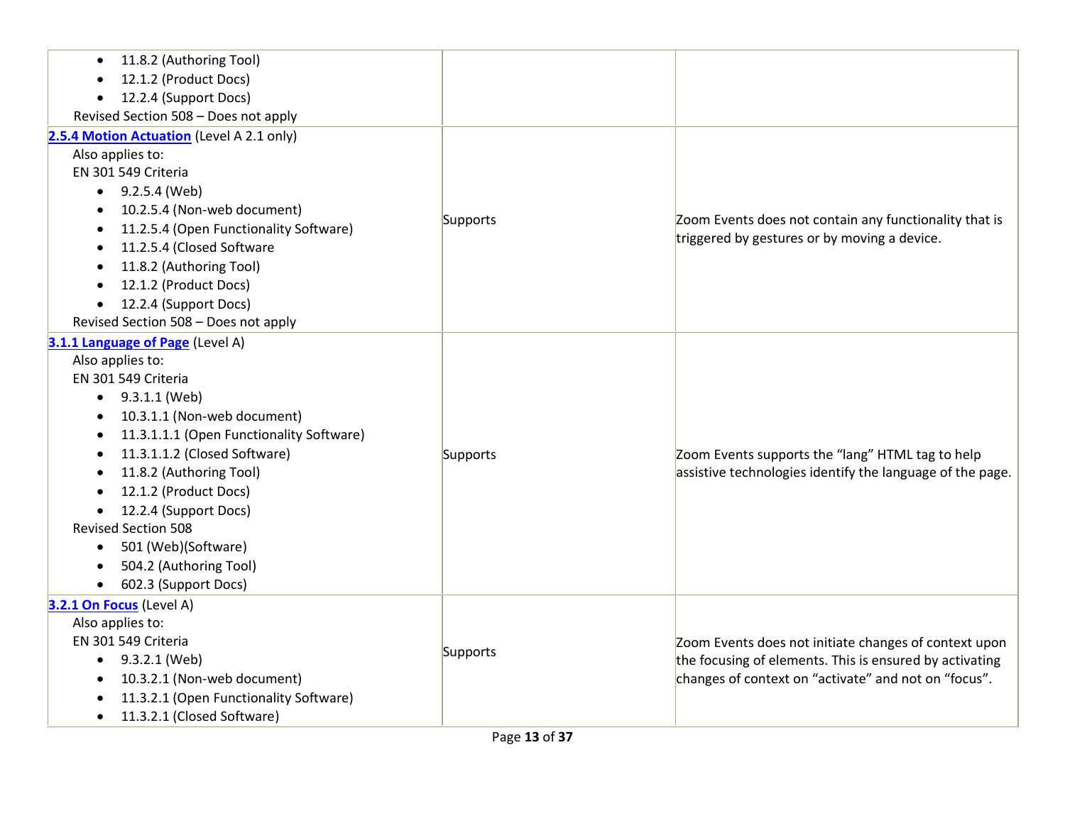| | | |
|---|---|---|
| • 11.8.2 (Authoring Tool)<br>• 12.1.2 (Product Docs)<br>• 12.2.4 (Support Docs)<br>Revised Section 508 – Does not apply | | |
| **[2.5.4 Motion Actuation]** (Level A 2.1 only)<br>Also applies to:<br>EN 301 549 Criteria<br>• 9.2.5.4 (Web)<br>• 10.2.5.4 (Non-web document)<br>• 11.2.5.4 (Open Functionality Software)<br>• 11.2.5.4 (Closed Software<br>• 11.8.2 (Authoring Tool)<br>• 12.1.2 (Product Docs)<br>• 12.2.4 (Support Docs)<br>Revised Section 508 – Does not apply | Supports | Zoom Events does not contain any functionality that is triggered by gestures or by moving a device. |
| **[3.1.1 Language of Page]** (Level A)<br>Also applies to:<br>EN 301 549 Criteria<br>• 9.3.1.1 (Web)<br>• 10.3.1.1 (Non-web document)<br>• 11.3.1.1.1 (Open Functionality Software)<br>• 11.3.1.1.2 (Closed Software)<br>• 11.8.2 (Authoring Tool)<br>• 12.1.2 (Product Docs)<br>• 12.2.4 (Support Docs)<br>Revised Section 508<br>• 501 (Web)(Software)<br>• 504.2 (Authoring Tool)<br>• 602.3 (Support Docs) | Supports | Zoom Events supports the “lang” HTML tag to help assistive technologies identify the language of the page. |
| **[3.2.1 On Focus]** (Level A)<br>Also applies to:<br>EN 301 549 Criteria<br>• 9.3.2.1 (Web)<br>• 10.3.2.1 (Non-web document)<br>• 11.3.2.1 (Open Functionality Software)<br>• 11.3.2.1 (Closed Software) | Supports | Zoom Events does not initiate changes of context upon the focusing of elements. This is ensured by activating changes of context on “activate” and not on “focus”. |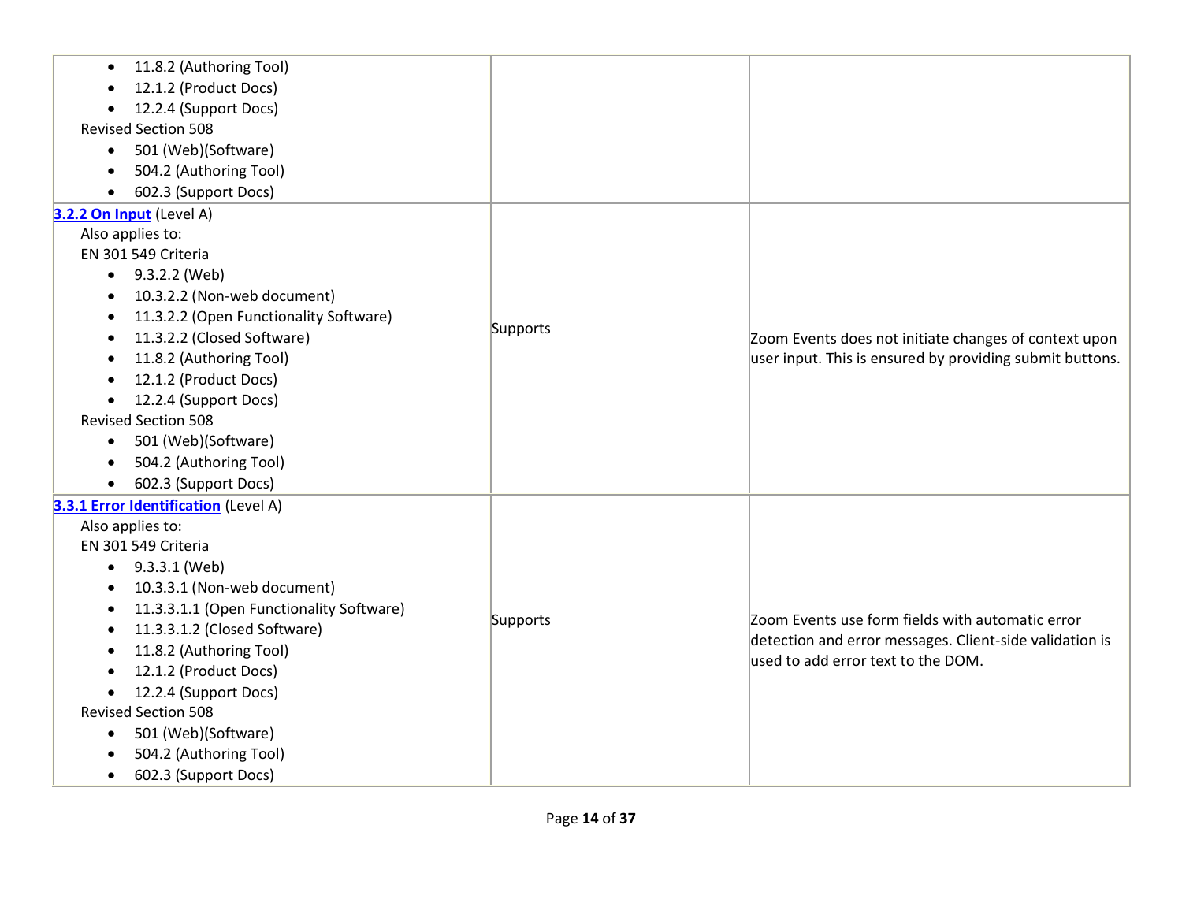| Criteria | Conformance Level | Remarks and Explanations |
| --- | --- | --- |
| <ul><li>11.8.2 (Authoring Tool)</li><li>12.1.2 (Product Docs)</li><li>12.2.4 (Support Docs)</li></ul>Revised Section 508<ul><li>501 (Web)(Software)</li><li>504.2 (Authoring Tool)</li><li>602.3 (Support Docs)</li></ul> | | |
| **3.2.2 On Input** (Level A)<br>Also applies to:<br>EN 301 549 Criteria<ul><li>9.3.2.2 (Web)</li><li>10.3.2.2 (Non-web document)</li><li>11.3.2.2 (Open Functionality Software)</li><li>11.3.2.2 (Closed Software)</li><li>11.8.2 (Authoring Tool)</li><li>12.1.2 (Product Docs)</li><li>12.2.4 (Support Docs)</li></ul>Revised Section 508<ul><li>501 (Web)(Software)</li><li>504.2 (Authoring Tool)</li><li>602.3 (Support Docs)</li></ul> | Supports | Zoom Events does not initiate changes of context upon user input. This is ensured by providing submit buttons. |
| **3.3.1 Error Identification** (Level A)<br>Also applies to:<br>EN 301 549 Criteria<ul><li>9.3.3.1 (Web)</li><li>10.3.3.1 (Non-web document)</li><li>11.3.3.1.1 (Open Functionality Software)</li><li>11.3.3.1.2 (Closed Software)</li><li>11.8.2 (Authoring Tool)</li><li>12.1.2 (Product Docs)</li><li>12.2.4 (Support Docs)</li></ul>Revised Section 508<ul><li>501 (Web)(Software)</li><li>504.2 (Authoring Tool)</li><li>602.3 (Support Docs)</li></ul> | Supports | Zoom Events use form fields with automatic error detection and error messages. Client-side validation is used to add error text to the DOM. |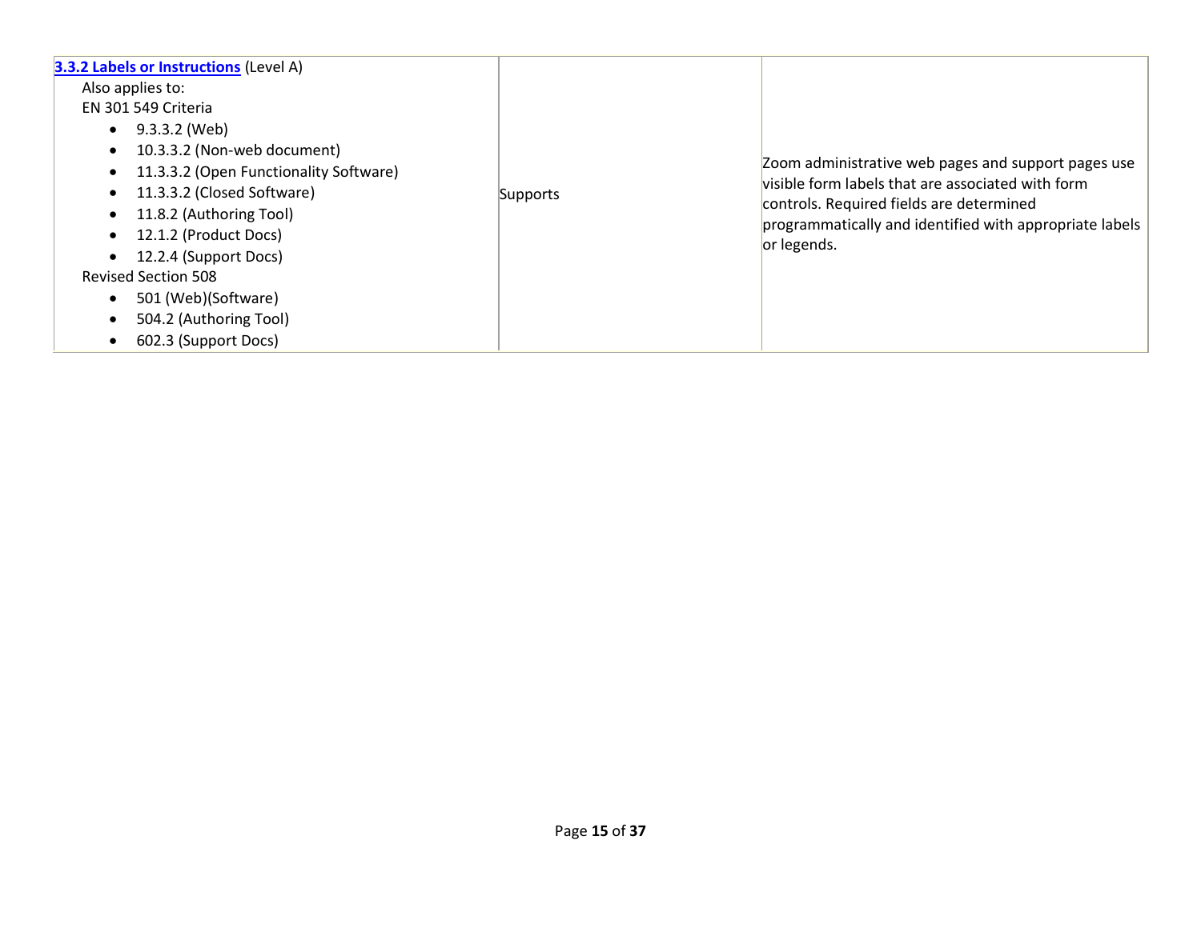| | | |
|---|---|---|
| **3.3.2 Labels or Instructions** (Level A)<br>Also applies to:<br>EN 301 549 Criteria<br>• 9.3.3.2 (Web)<br>• 10.3.3.2 (Non-web document)<br>• 11.3.3.2 (Open Functionality Software)<br>• 11.3.3.2 (Closed Software)<br>• 11.8.2 (Authoring Tool)<br>• 12.1.2 (Product Docs)<br>• 12.2.4 (Support Docs)<br>Revised Section 508<br>• 501 (Web)(Software)<br>• 504.2 (Authoring Tool)<br>• 602.3 (Support Docs) | Supports | Zoom administrative web pages and support pages use visible form labels that are associated with form controls. Required fields are determined programmatically and identified with appropriate labels or legends. |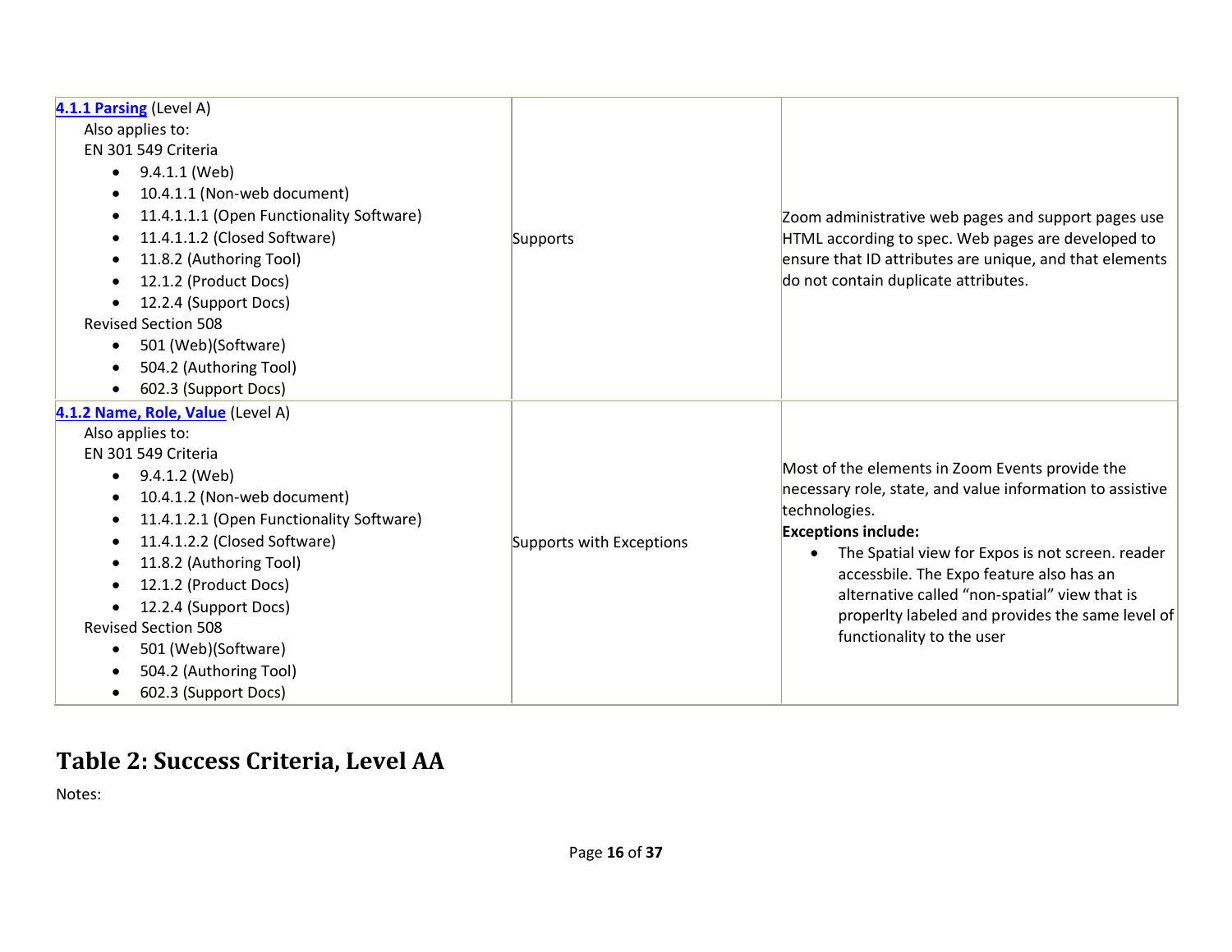| | | |
|---|---|---|
| **4.1.1 Parsing** (Level A)<br>Also applies to:<br>EN 301 549 Criteria<br>• 9.4.1.1 (Web)<br>• 10.4.1.1 (Non-web document)<br>• 11.4.1.1.1 (Open Functionality Software)<br>• 11.4.1.1.2 (Closed Software)<br>• 11.8.2 (Authoring Tool)<br>• 12.1.2 (Product Docs)<br>• 12.2.4 (Support Docs)<br>Revised Section 508<br>• 501 (Web)(Software)<br>• 504.2 (Authoring Tool)<br>• 602.3 (Support Docs) | Supports | Zoom administrative web pages and support pages use HTML according to spec. Web pages are developed to ensure that ID attributes are unique, and that elements do not contain duplicate attributes. |
| **4.1.2 Name, Role, Value** (Level A)<br>Also applies to:<br>EN 301 549 Criteria<br>• 9.4.1.2 (Web)<br>• 10.4.1.2 (Non-web document)<br>• 11.4.1.2.1 (Open Functionality Software)<br>• 11.4.1.2.2 (Closed Software)<br>• 11.8.2 (Authoring Tool)<br>• 12.1.2 (Product Docs)<br>• 12.2.4 (Support Docs)<br>Revised Section 508<br>• 501 (Web)(Software)<br>• 504.2 (Authoring Tool)<br>• 602.3 (Support Docs) | Supports with Exceptions | Most of the elements in Zoom Events provide the necessary role, state, and value information to assistive technologies.<br>**Exceptions include:**<br>• The Spatial view for Expos is not screen. reader accessbile. The Expo feature also has an alternative called "non-spatial" view that is properlty labeled and provides the same level of functionality to the user |

## Table 2: Success Criteria, Level AA

Notes: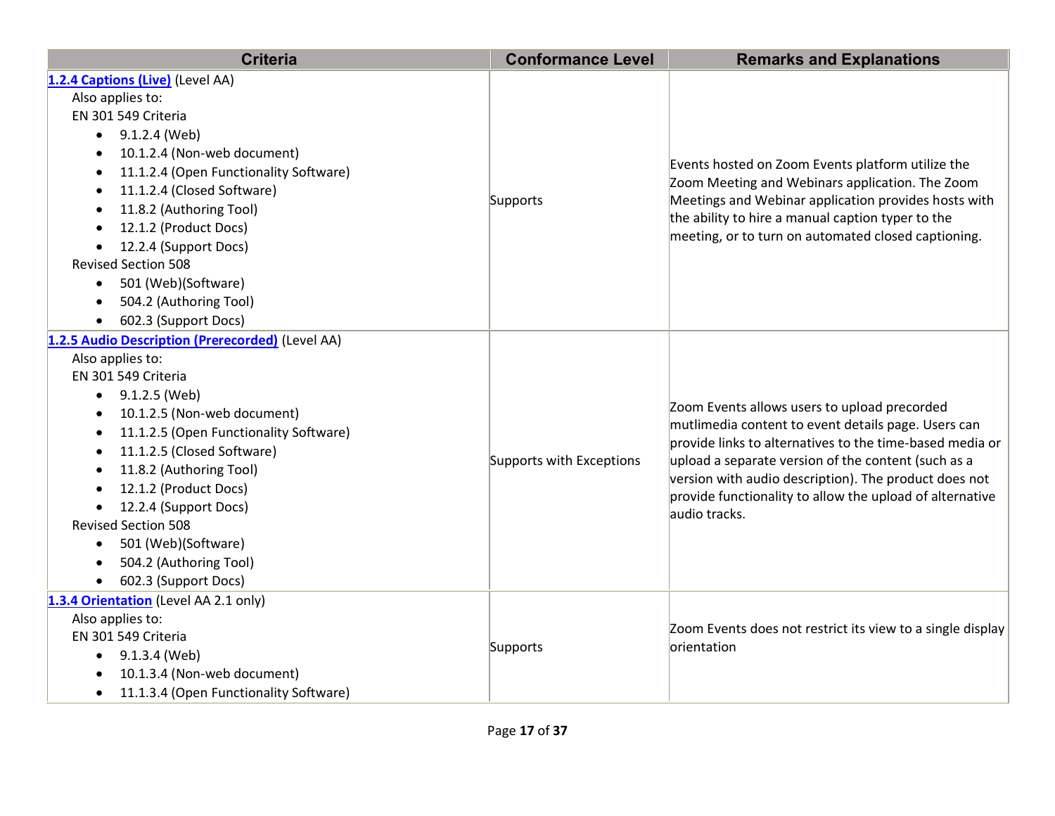| Criteria | Conformance Level | Remarks and Explanations |
| --- | --- | --- |
| **1.2.4 Captions (Live)** (Level AA)<br>Also applies to:<br>EN 301 549 Criteria<br>• 9.1.2.4 (Web)<br>• 10.1.2.4 (Non-web document)<br>• 11.1.2.4 (Open Functionality Software)<br>• 11.1.2.4 (Closed Software)<br>• 11.8.2 (Authoring Tool)<br>• 12.1.2 (Product Docs)<br>• 12.2.4 (Support Docs)<br>Revised Section 508<br>• 501 (Web)(Software)<br>• 504.2 (Authoring Tool)<br>• 602.3 (Support Docs) | Supports | Events hosted on Zoom Events platform utilize the Zoom Meeting and Webinars application. The Zoom Meetings and Webinar application provides hosts with the ability to hire a manual caption typer to the meeting, or to turn on automated closed captioning. |
| **1.2.5 Audio Description (Prerecorded)** (Level AA)<br>Also applies to:<br>EN 301 549 Criteria<br>• 9.1.2.5 (Web)<br>• 10.1.2.5 (Non-web document)<br>• 11.1.2.5 (Open Functionality Software)<br>• 11.1.2.5 (Closed Software)<br>• 11.8.2 (Authoring Tool)<br>• 12.1.2 (Product Docs)<br>• 12.2.4 (Support Docs)<br>Revised Section 508<br>• 501 (Web)(Software)<br>• 504.2 (Authoring Tool)<br>• 602.3 (Support Docs) | Supports with Exceptions | Zoom Events allows users to upload precorded mutlimedia content to event details page. Users can provide links to alternatives to the time-based media or upload a separate version of the content (such as a version with audio description). The product does not provide functionality to allow the upload of alternative audio tracks. |
| **1.3.4 Orientation** (Level AA 2.1 only)<br>Also applies to:<br>EN 301 549 Criteria<br>• 9.1.3.4 (Web)<br>• 10.1.3.4 (Non-web document)<br>• 11.1.3.4 (Open Functionality Software) | Supports | Zoom Events does not restrict its view to a single display orientation |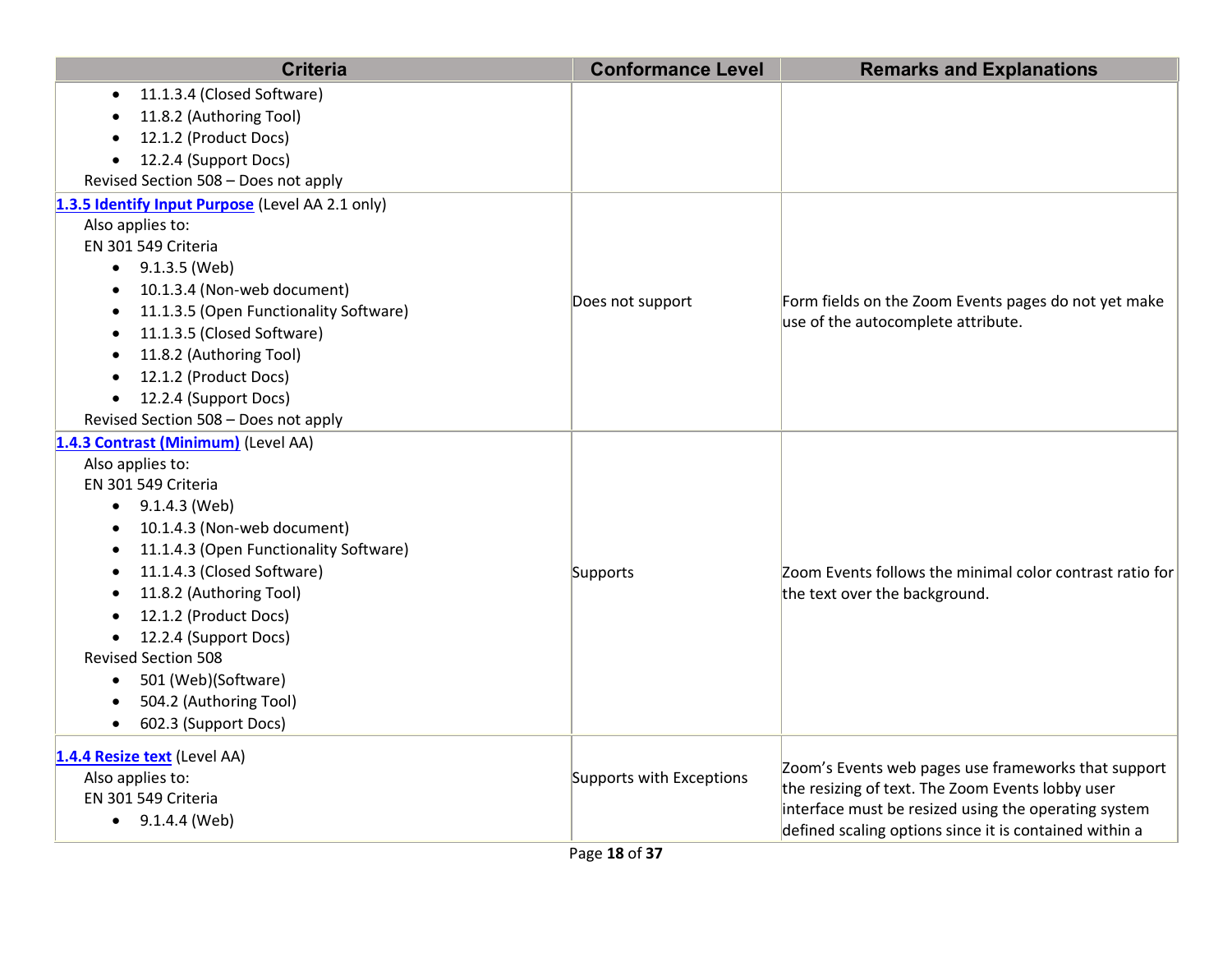| Criteria | Conformance Level | Remarks and Explanations |
|---|---|---|
| • 11.1.3.4 (Closed Software)<br>• 11.8.2 (Authoring Tool)<br>• 12.1.2 (Product Docs)<br>• 12.2.4 (Support Docs)<br>Revised Section 508 – Does not apply | | |
| **1.3.5 Identify Input Purpose** (Level AA 2.1 only)<br>Also applies to:<br>EN 301 549 Criteria<br>• 9.1.3.5 (Web)<br>• 10.1.3.4 (Non-web document)<br>• 11.1.3.5 (Open Functionality Software)<br>• 11.1.3.5 (Closed Software)<br>• 11.8.2 (Authoring Tool)<br>• 12.1.2 (Product Docs)<br>• 12.2.4 (Support Docs)<br>Revised Section 508 – Does not apply | Does not support | Form fields on the Zoom Events pages do not yet make use of the autocomplete attribute. |
| **1.4.3 Contrast (Minimum)** (Level AA)<br>Also applies to:<br>EN 301 549 Criteria<br>• 9.1.4.3 (Web)<br>• 10.1.4.3 (Non-web document)<br>• 11.1.4.3 (Open Functionality Software)<br>• 11.1.4.3 (Closed Software)<br>• 11.8.2 (Authoring Tool)<br>• 12.1.2 (Product Docs)<br>• 12.2.4 (Support Docs)<br>Revised Section 508<br>• 501 (Web)(Software)<br>• 504.2 (Authoring Tool)<br>• 602.3 (Support Docs) | Supports | Zoom Events follows the minimal color contrast ratio for the text over the background. |
| **1.4.4 Resize text** (Level AA)<br>Also applies to:<br>EN 301 549 Criteria<br>• 9.1.4.4 (Web) | Supports with Exceptions | Zoom's Events web pages use frameworks that support the resizing of text. The Zoom Events lobby user interface must be resized using the operating system defined scaling options since it is contained within a |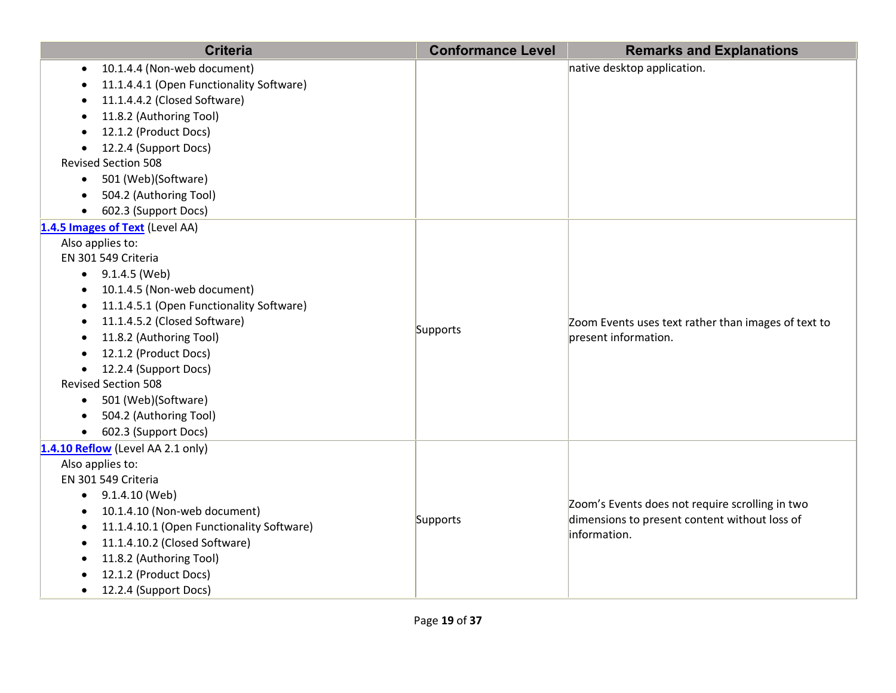| Criteria | Conformance Level | Remarks and Explanations |
|---|---|---|
| • 10.1.4.4 (Non-web document)<br>• 11.1.4.4.1 (Open Functionality Software)<br>• 11.1.4.4.2 (Closed Software)<br>• 11.8.2 (Authoring Tool)<br>• 12.1.2 (Product Docs)<br>• 12.2.4 (Support Docs)<br>Revised Section 508<br>• 501 (Web)(Software)<br>• 504.2 (Authoring Tool)<br>• 602.3 (Support Docs) | | native desktop application. |
| **1.4.5 Images of Text** (Level AA)<br>Also applies to:<br>EN 301 549 Criteria<br>• 9.1.4.5 (Web)<br>• 10.1.4.5 (Non-web document)<br>• 11.1.4.5.1 (Open Functionality Software)<br>• 11.1.4.5.2 (Closed Software)<br>• 11.8.2 (Authoring Tool)<br>• 12.1.2 (Product Docs)<br>• 12.2.4 (Support Docs)<br>Revised Section 508<br>• 501 (Web)(Software)<br>• 504.2 (Authoring Tool)<br>• 602.3 (Support Docs) | Supports | Zoom Events uses text rather than images of text to present information. |
| **1.4.10 Reflow** (Level AA 2.1 only)<br>Also applies to:<br>EN 301 549 Criteria<br>• 9.1.4.10 (Web)<br>• 10.1.4.10 (Non-web document)<br>• 11.1.4.10.1 (Open Functionality Software)<br>• 11.1.4.10.2 (Closed Software)<br>• 11.8.2 (Authoring Tool)<br>• 12.1.2 (Product Docs)<br>• 12.2.4 (Support Docs) | Supports | Zoom's Events does not require scrolling in two dimensions to present content without loss of information. |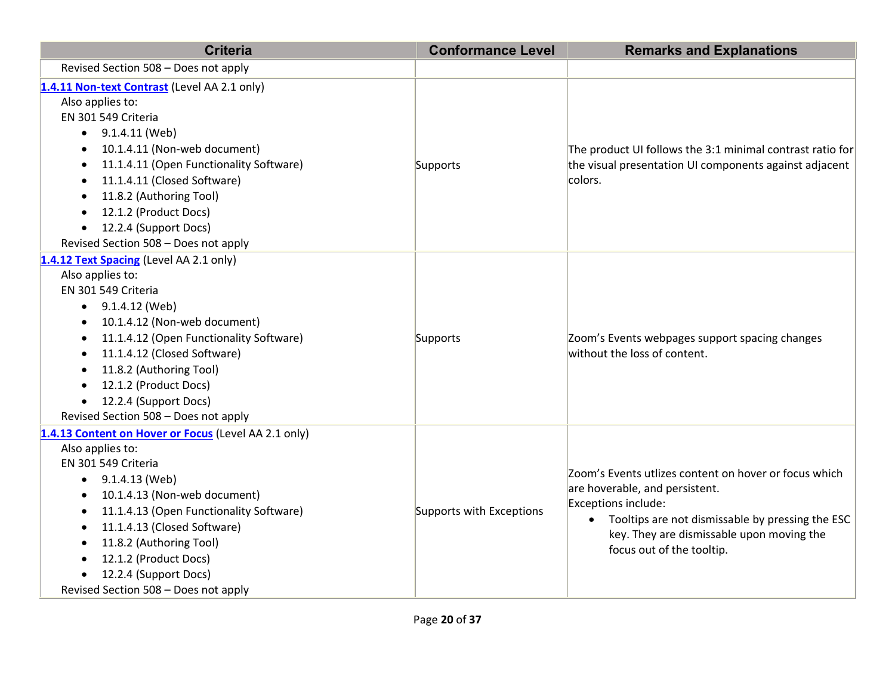| Criteria | Conformance Level | Remarks and Explanations |
|---|---|---|
| Revised Section 508 – Does not apply | | |
| **1.4.11 Non-text Contrast** (Level AA 2.1 only)<br>Also applies to:<br>EN 301 549 Criteria<br>• 9.1.4.11 (Web)<br>• 10.1.4.11 (Non-web document)<br>• 11.1.4.11 (Open Functionality Software)<br>• 11.1.4.11 (Closed Software)<br>• 11.8.2 (Authoring Tool)<br>• 12.1.2 (Product Docs)<br>• 12.2.4 (Support Docs)<br>Revised Section 508 – Does not apply | Supports | The product UI follows the 3:1 minimal contrast ratio for the visual presentation UI components against adjacent colors. |
| **1.4.12 Text Spacing** (Level AA 2.1 only)<br>Also applies to:<br>EN 301 549 Criteria<br>• 9.1.4.12 (Web)<br>• 10.1.4.12 (Non-web document)<br>• 11.1.4.12 (Open Functionality Software)<br>• 11.1.4.12 (Closed Software)<br>• 11.8.2 (Authoring Tool)<br>• 12.1.2 (Product Docs)<br>• 12.2.4 (Support Docs)<br>Revised Section 508 – Does not apply | Supports | Zoom's Events webpages support spacing changes without the loss of content. |
| **1.4.13 Content on Hover or Focus** (Level AA 2.1 only)<br>Also applies to:<br>EN 301 549 Criteria<br>• 9.1.4.13 (Web)<br>• 10.1.4.13 (Non-web document)<br>• 11.1.4.13 (Open Functionality Software)<br>• 11.1.4.13 (Closed Software)<br>• 11.8.2 (Authoring Tool)<br>• 12.1.2 (Product Docs)<br>• 12.2.4 (Support Docs)<br>Revised Section 508 – Does not apply | Supports with Exceptions | Zoom's Events utlizes content on hover or focus which are hoverable, and persistent.<br>Exceptions include:<br>• Tooltips are not dismissable by pressing the ESC key. They are dismissable upon moving the focus out of the tooltip. |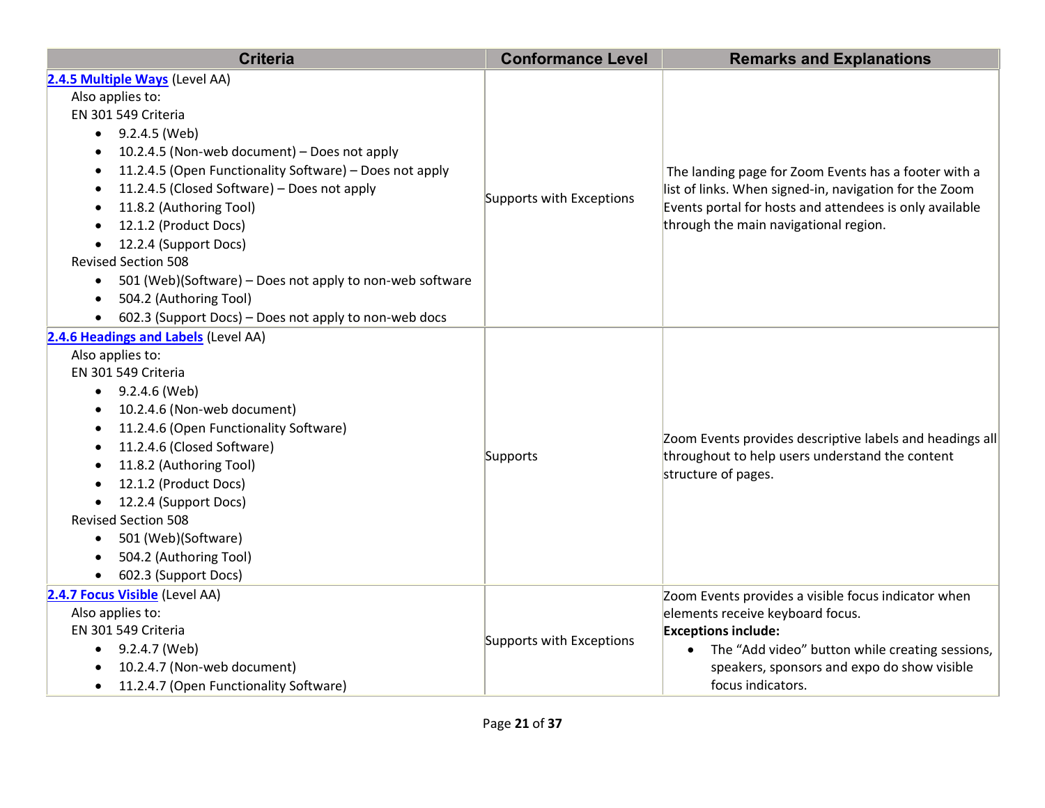| Criteria | Conformance Level | Remarks and Explanations |
|---|---|---|
| **[2.4.5 Multiple Ways](#)** (Level AA)<br>Also applies to:<br>EN 301 549 Criteria<br>• 9.2.4.5 (Web)<br>• 10.2.4.5 (Non-web document) – Does not apply<br>• 11.2.4.5 (Open Functionality Software) – Does not apply<br>• 11.2.4.5 (Closed Software) – Does not apply<br>• 11.8.2 (Authoring Tool)<br>• 12.1.2 (Product Docs)<br>• 12.2.4 (Support Docs)<br>Revised Section 508<br>• 501 (Web)(Software) – Does not apply to non-web software<br>• 504.2 (Authoring Tool)<br>• 602.3 (Support Docs) – Does not apply to non-web docs | Supports with Exceptions | The landing page for Zoom Events has a footer with a list of links. When signed-in, navigation for the Zoom Events portal for hosts and attendees is only available through the main navigational region. |
| **[2.4.6 Headings and Labels](#)** (Level AA)<br>Also applies to:<br>EN 301 549 Criteria<br>• 9.2.4.6 (Web)<br>• 10.2.4.6 (Non-web document)<br>• 11.2.4.6 (Open Functionality Software)<br>• 11.2.4.6 (Closed Software)<br>• 11.8.2 (Authoring Tool)<br>• 12.1.2 (Product Docs)<br>• 12.2.4 (Support Docs)<br>Revised Section 508<br>• 501 (Web)(Software)<br>• 504.2 (Authoring Tool)<br>• 602.3 (Support Docs) | Supports | Zoom Events provides descriptive labels and headings all throughout to help users understand the content structure of pages. |
| **[2.4.7 Focus Visible](#)** (Level AA)<br>Also applies to:<br>EN 301 549 Criteria<br>• 9.2.4.7 (Web)<br>• 10.2.4.7 (Non-web document)<br>• 11.2.4.7 (Open Functionality Software) | Supports with Exceptions | Zoom Events provides a visible focus indicator when elements receive keyboard focus.<br>**Exceptions include:**<br>• The "Add video" button while creating sessions, speakers, sponsors and expo do show visible focus indicators. |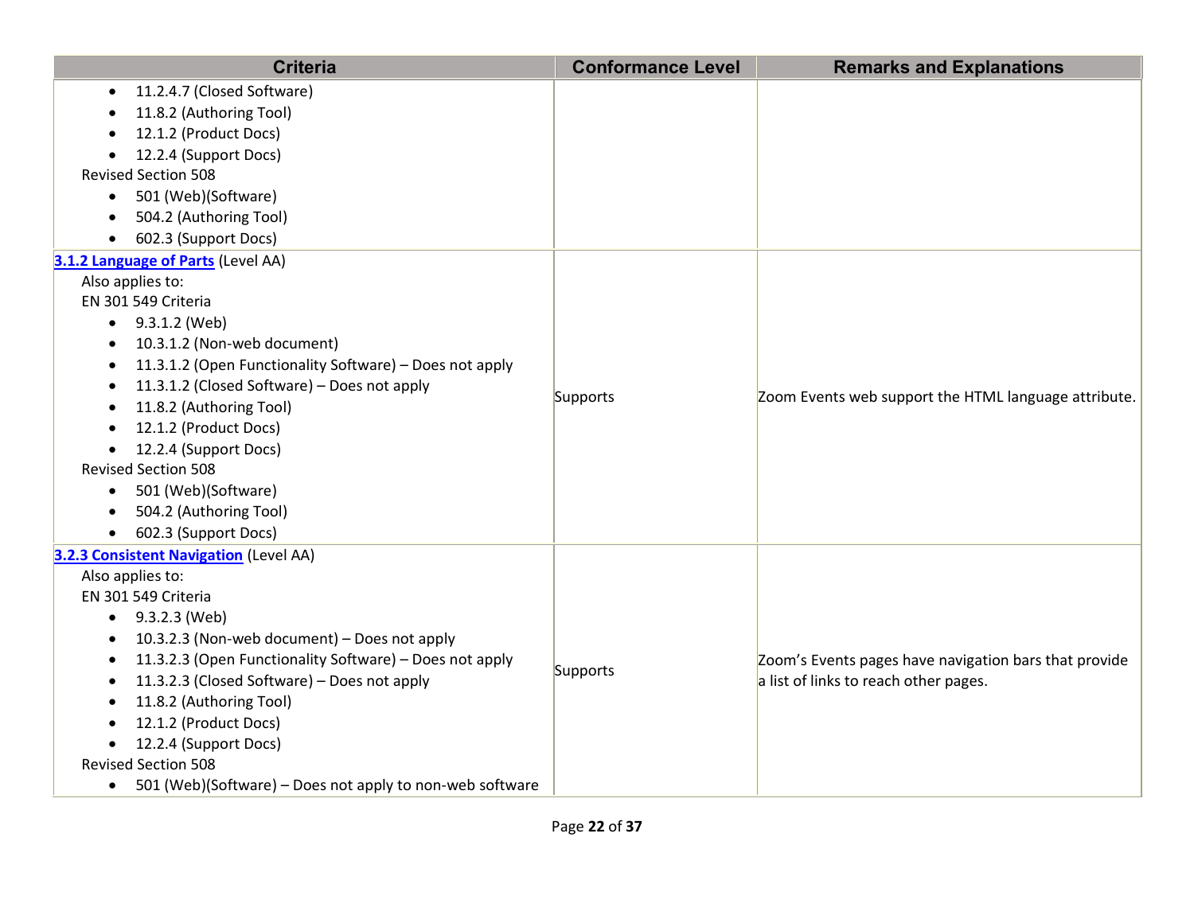| Criteria | Conformance Level | Remarks and Explanations |
|---|---|---|
| • 11.2.4.7 (Closed Software)<br>• 11.8.2 (Authoring Tool)<br>• 12.1.2 (Product Docs)<br>• 12.2.4 (Support Docs)<br>Revised Section 508<br>• 501 (Web)(Software)<br>• 504.2 (Authoring Tool)<br>• 602.3 (Support Docs) | | |
| [**3.1.2 Language of Parts**]() (Level AA)<br>Also applies to:<br>EN 301 549 Criteria<br>• 9.3.1.2 (Web)<br>• 10.3.1.2 (Non-web document)<br>• 11.3.1.2 (Open Functionality Software) – Does not apply<br>• 11.3.1.2 (Closed Software) – Does not apply<br>• 11.8.2 (Authoring Tool)<br>• 12.1.2 (Product Docs)<br>• 12.2.4 (Support Docs)<br>Revised Section 508<br>• 501 (Web)(Software)<br>• 504.2 (Authoring Tool)<br>• 602.3 (Support Docs) | Supports | Zoom Events web support the HTML language attribute. |
| [**3.2.3 Consistent Navigation**]() (Level AA)<br>Also applies to:<br>EN 301 549 Criteria<br>• 9.3.2.3 (Web)<br>• 10.3.2.3 (Non-web document) – Does not apply<br>• 11.3.2.3 (Open Functionality Software) – Does not apply<br>• 11.3.2.3 (Closed Software) – Does not apply<br>• 11.8.2 (Authoring Tool)<br>• 12.1.2 (Product Docs)<br>• 12.2.4 (Support Docs)<br>Revised Section 508<br>• 501 (Web)(Software) – Does not apply to non-web software | Supports | Zoom's Events pages have navigation bars that provide a list of links to reach other pages. |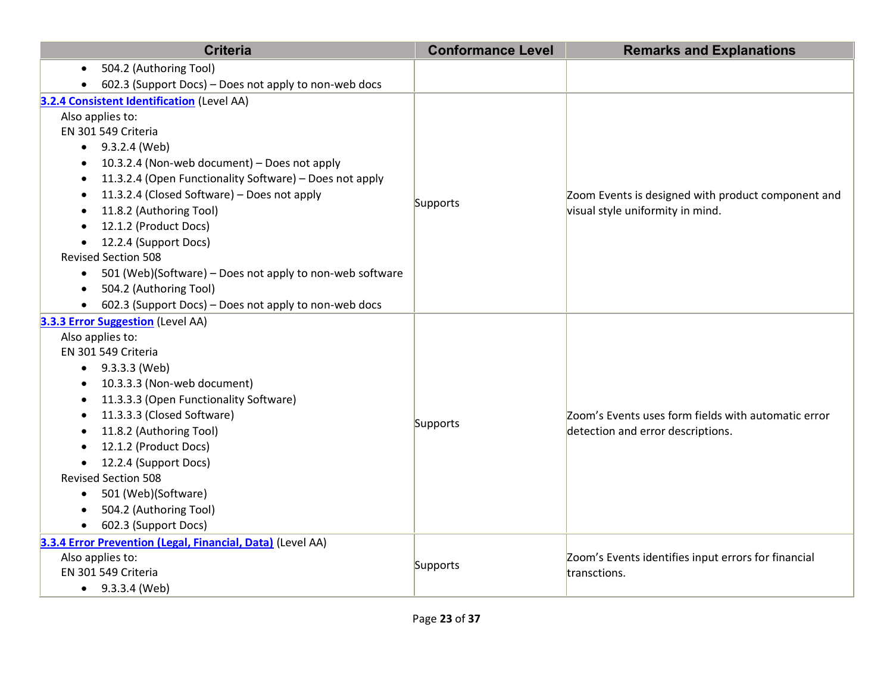| Criteria | Conformance Level | Remarks and Explanations |
| --- | --- | --- |
| <ul><li>504.2 (Authoring Tool)</li><li>602.3 (Support Docs) – Does not apply to non-web docs</li></ul> | | |
| **3.2.4 Consistent Identification** (Level AA)<br>Also applies to:<br>EN 301 549 Criteria<ul><li>9.3.2.4 (Web)</li><li>10.3.2.4 (Non-web document) – Does not apply</li><li>11.3.2.4 (Open Functionality Software) – Does not apply</li><li>11.3.2.4 (Closed Software) – Does not apply</li><li>11.8.2 (Authoring Tool)</li><li>12.1.2 (Product Docs)</li><li>12.2.4 (Support Docs)</li></ul>Revised Section 508<ul><li>501 (Web)(Software) – Does not apply to non-web software</li><li>504.2 (Authoring Tool)</li><li>602.3 (Support Docs) – Does not apply to non-web docs</li></ul> | Supports | Zoom Events is designed with product component and visual style uniformity in mind. |
| **3.3.3 Error Suggestion** (Level AA)<br>Also applies to:<br>EN 301 549 Criteria<ul><li>9.3.3.3 (Web)</li><li>10.3.3.3 (Non-web document)</li><li>11.3.3.3 (Open Functionality Software)</li><li>11.3.3.3 (Closed Software)</li><li>11.8.2 (Authoring Tool)</li><li>12.1.2 (Product Docs)</li><li>12.2.4 (Support Docs)</li></ul>Revised Section 508<ul><li>501 (Web)(Software)</li><li>504.2 (Authoring Tool)</li><li>602.3 (Support Docs)</li></ul> | Supports | Zoom's Events uses form fields with automatic error detection and error descriptions. |
| **3.3.4 Error Prevention (Legal, Financial, Data)** (Level AA)<br>Also applies to:<br>EN 301 549 Criteria<ul><li>9.3.3.4 (Web)</li></ul> | Supports | Zoom's Events identifies input errors for financial transctions. |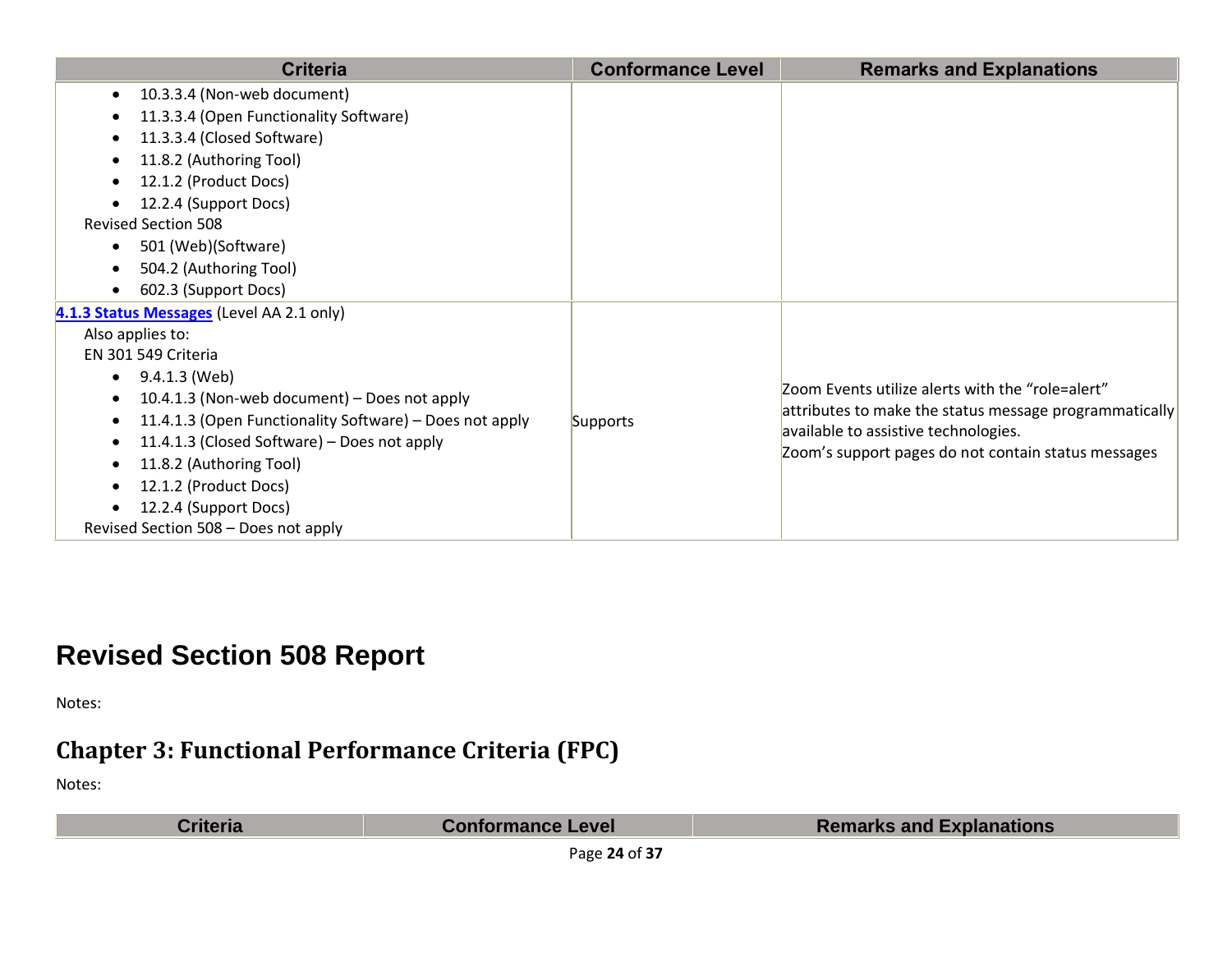| Criteria | Conformance Level | Remarks and Explanations |
|---|---|---|
| • 10.3.3.4 (Non-web document)<br>• 11.3.3.4 (Open Functionality Software)<br>• 11.3.3.4 (Closed Software)<br>• 11.8.2 (Authoring Tool)<br>• 12.1.2 (Product Docs)<br>• 12.2.4 (Support Docs)<br>Revised Section 508<br>• 501 (Web)(Software)<br>• 504.2 (Authoring Tool)<br>• 602.3 (Support Docs) | | |
| **4.1.3 Status Messages** (Level AA 2.1 only)<br>Also applies to:<br>EN 301 549 Criteria<br>• 9.4.1.3 (Web)<br>• 10.4.1.3 (Non-web document) – Does not apply<br>• 11.4.1.3 (Open Functionality Software) – Does not apply<br>• 11.4.1.3 (Closed Software) – Does not apply<br>• 11.8.2 (Authoring Tool)<br>• 12.1.2 (Product Docs)<br>• 12.2.4 (Support Docs)<br>Revised Section 508 – Does not apply | Supports | Zoom Events utilize alerts with the “role=alert” attributes to make the status message programmatically available to assistive technologies.<br>Zoom’s support pages do not contain status messages |

# Revised Section 508 Report

Notes:

## Chapter 3: Functional Performance Criteria (FPC)

Notes:

| Criteria | Conformance Level | Remarks and Explanations |
|---|---|---|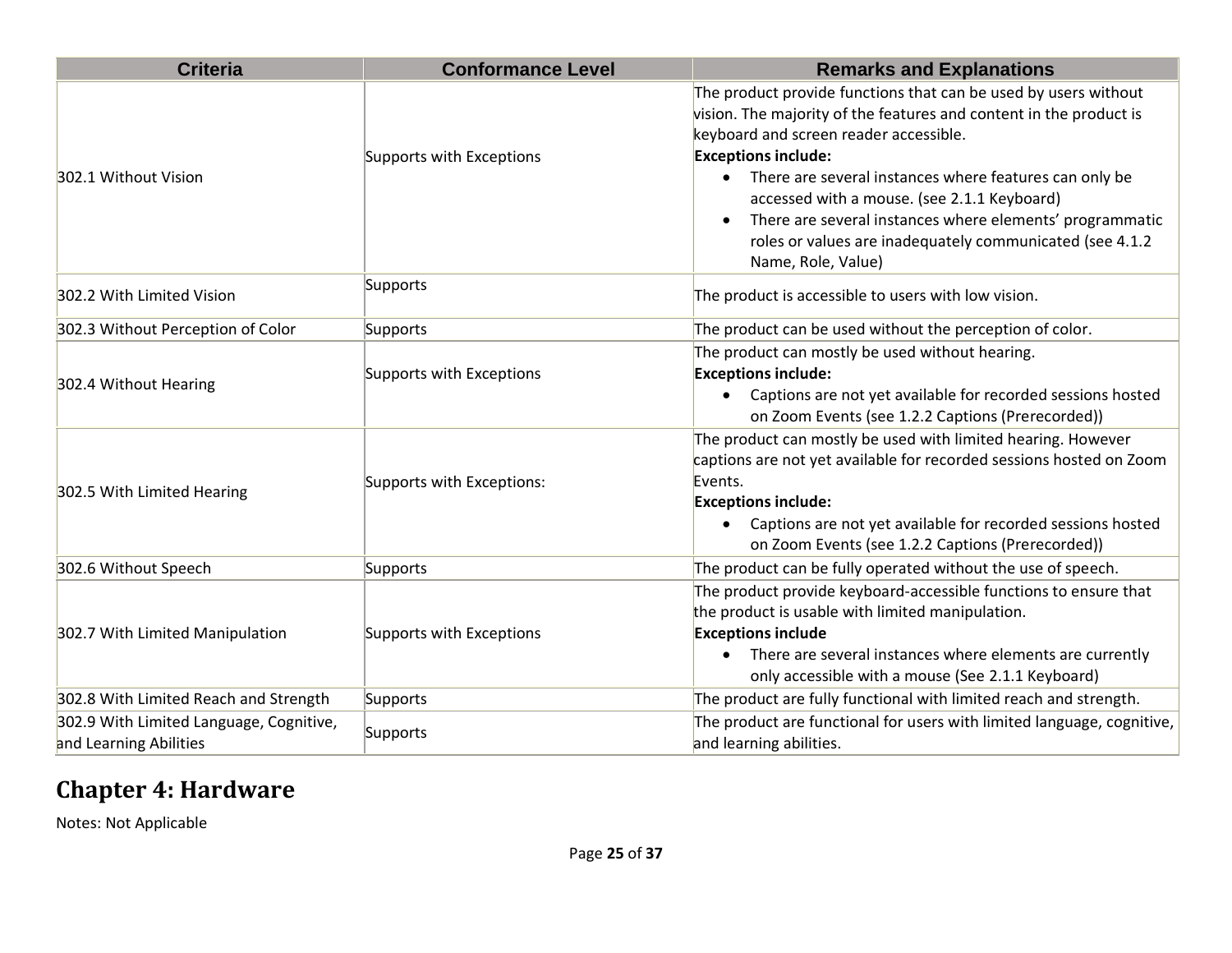| Criteria | Conformance Level | Remarks and Explanations |
| --- | --- | --- |
| 302.1 Without Vision | Supports with Exceptions | The product provide functions that can be used by users without vision. The majority of the features and content in the product is keyboard and screen reader accessible. **Exceptions include:** <ul><li>There are several instances where features can only be accessed with a mouse. (see 2.1.1 Keyboard)</li><li>There are several instances where elements' programmatic roles or values are inadequately communicated (see 4.1.2 Name, Role, Value)</li></ul> |
| 302.2 With Limited Vision | Supports | The product is accessible to users with low vision. |
| 302.3 Without Perception of Color | Supports | The product can be used without the perception of color. |
| 302.4 Without Hearing | Supports with Exceptions | The product can mostly be used without hearing. **Exceptions include:** <ul><li>Captions are not yet available for recorded sessions hosted on Zoom Events (see 1.2.2 Captions (Prerecorded))</li></ul> |
| 302.5 With Limited Hearing | Supports with Exceptions: | The product can mostly be used with limited hearing. However captions are not yet available for recorded sessions hosted on Zoom Events. **Exceptions include:** <ul><li>Captions are not yet available for recorded sessions hosted on Zoom Events (see 1.2.2 Captions (Prerecorded))</li></ul> |
| 302.6 Without Speech | Supports | The product can be fully operated without the use of speech. |
| 302.7 With Limited Manipulation | Supports with Exceptions | The product provide keyboard-accessible functions to ensure that the product is usable with limited manipulation. **Exceptions include** <ul><li>There are several instances where elements are currently only accessible with a mouse (See 2.1.1 Keyboard)</li></ul> |
| 302.8 With Limited Reach and Strength | Supports | The product are fully functional with limited reach and strength. |
| 302.9 With Limited Language, Cognitive, and Learning Abilities | Supports | The product are functional for users with limited language, cognitive, and learning abilities. |

## Chapter 4: Hardware

Notes: Not Applicable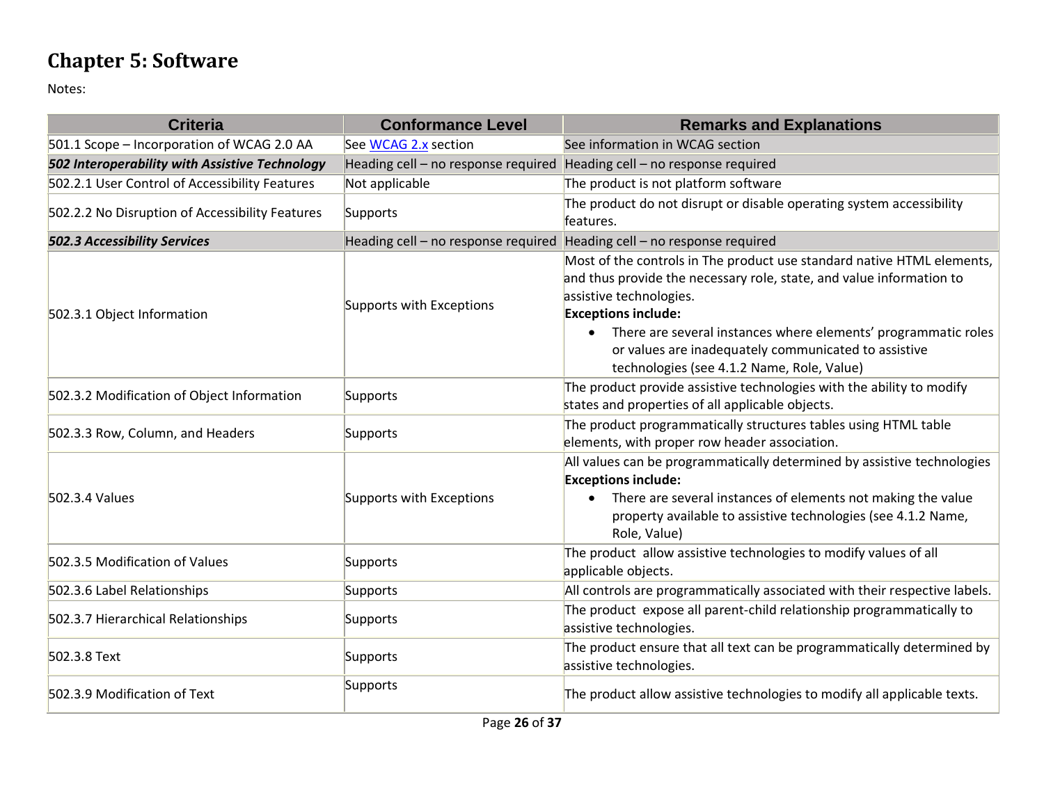# Chapter 5: Software

Notes:

| Criteria | Conformance Level | Remarks and Explanations |
| --- | --- | --- |
| 501.1 Scope – Incorporation of WCAG 2.0 AA | See [WCAG 2.x]() section | See information in WCAG section |
| ***502 Interoperability with Assistive Technology*** | Heading cell – no response required | Heading cell – no response required |
| 502.2.1 User Control of Accessibility Features | Not applicable | The product is not platform software |
| 502.2.2 No Disruption of Accessibility Features | Supports | The product do not disrupt or disable operating system accessibility features. |
| ***502.3 Accessibility Services*** | Heading cell – no response required | Heading cell – no response required |
| 502.3.1 Object Information | Supports with Exceptions | Most of the controls in The product use standard native HTML elements, and thus provide the necessary role, state, and value information to assistive technologies.<br>**Exceptions include:**<br>• There are several instances where elements' programmatic roles or values are inadequately communicated to assistive technologies (see 4.1.2 Name, Role, Value) |
| 502.3.2 Modification of Object Information | Supports | The product provide assistive technologies with the ability to modify states and properties of all applicable objects. |
| 502.3.3 Row, Column, and Headers | Supports | The product programmatically structures tables using HTML table elements, with proper row header association. |
| 502.3.4 Values | Supports with Exceptions | All values can be programmatically determined by assistive technologies<br>**Exceptions include:**<br>• There are several instances of elements not making the value property available to assistive technologies (see 4.1.2 Name, Role, Value) |
| 502.3.5 Modification of Values | Supports | The product allow assistive technologies to modify values of all applicable objects. |
| 502.3.6 Label Relationships | Supports | All controls are programmatically associated with their respective labels. |
| 502.3.7 Hierarchical Relationships | Supports | The product expose all parent-child relationship programmatically to assistive technologies. |
| 502.3.8 Text | Supports | The product ensure that all text can be programmatically determined by assistive technologies. |
| 502.3.9 Modification of Text | Supports | The product allow assistive technologies to modify all applicable texts. |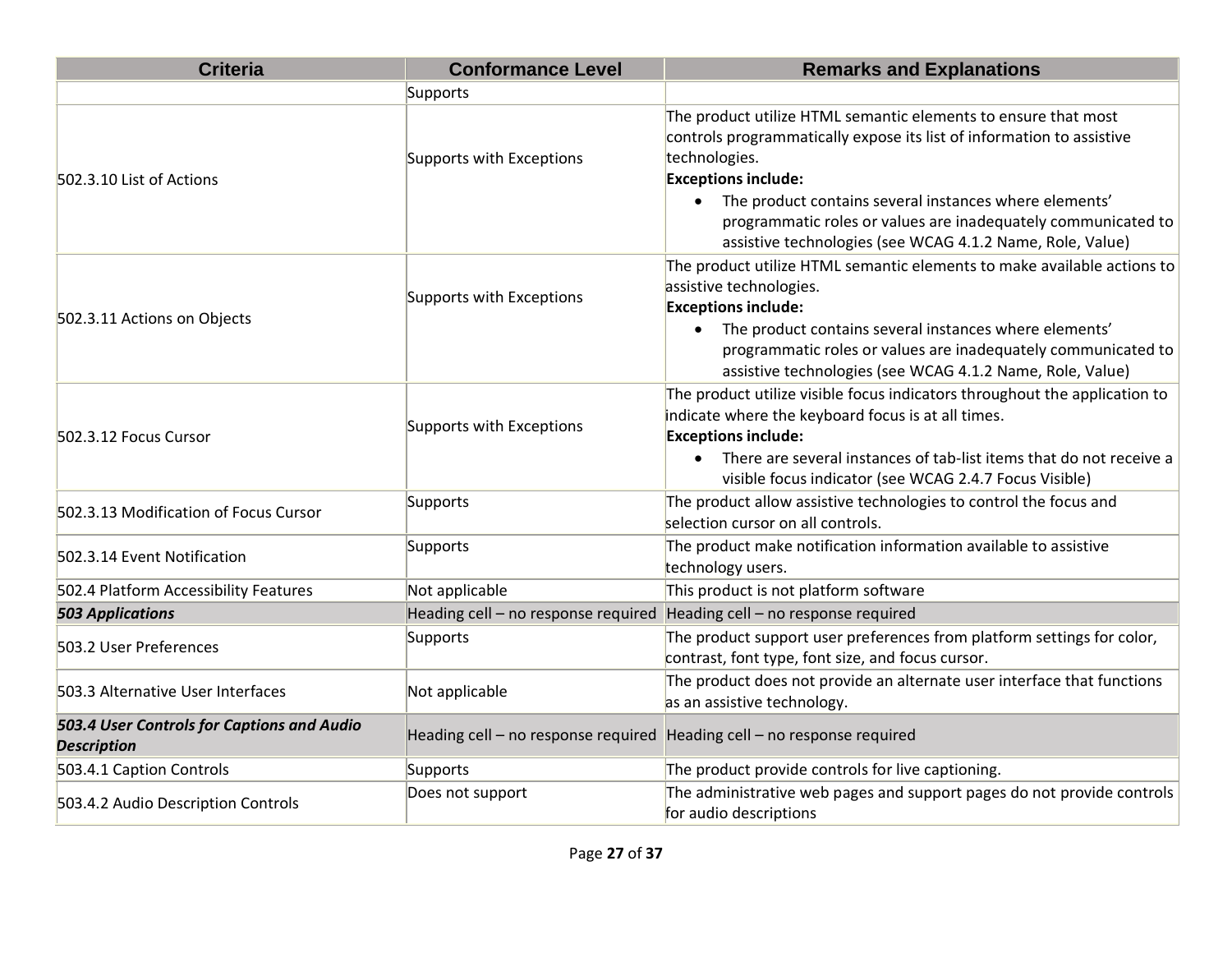| Criteria | Conformance Level | Remarks and Explanations |
|---|---|---|
| | Supports | |
| 502.3.10 List of Actions | Supports with Exceptions | The product utilize HTML semantic elements to ensure that most controls programmatically expose its list of information to assistive technologies.<br>**Exceptions include:**<br>• The product contains several instances where elements' programmatic roles or values are inadequately communicated to assistive technologies (see WCAG 4.1.2 Name, Role, Value) |
| 502.3.11 Actions on Objects | Supports with Exceptions | The product utilize HTML semantic elements to make available actions to assistive technologies.<br>**Exceptions include:**<br>• The product contains several instances where elements' programmatic roles or values are inadequately communicated to assistive technologies (see WCAG 4.1.2 Name, Role, Value) |
| 502.3.12 Focus Cursor | Supports with Exceptions | The product utilize visible focus indicators throughout the application to indicate where the keyboard focus is at all times.<br>**Exceptions include:**<br>• There are several instances of tab-list items that do not receive a visible focus indicator (see WCAG 2.4.7 Focus Visible) |
| 502.3.13 Modification of Focus Cursor | Supports | The product allow assistive technologies to control the focus and selection cursor on all controls. |
| 502.3.14 Event Notification | Supports | The product make notification information available to assistive technology users. |
| 502.4 Platform Accessibility Features | Not applicable | This product is not platform software |
| ***503 Applications*** | Heading cell – no response required | Heading cell – no response required |
| 503.2 User Preferences | Supports | The product support user preferences from platform settings for color, contrast, font type, font size, and focus cursor. |
| 503.3 Alternative User Interfaces | Not applicable | The product does not provide an alternate user interface that functions as an assistive technology. |
| ***503.4 User Controls for Captions and Audio Description*** | Heading cell – no response required | Heading cell – no response required |
| 503.4.1 Caption Controls | Supports | The product provide controls for live captioning. |
| 503.4.2 Audio Description Controls | Does not support | The administrative web pages and support pages do not provide controls for audio descriptions |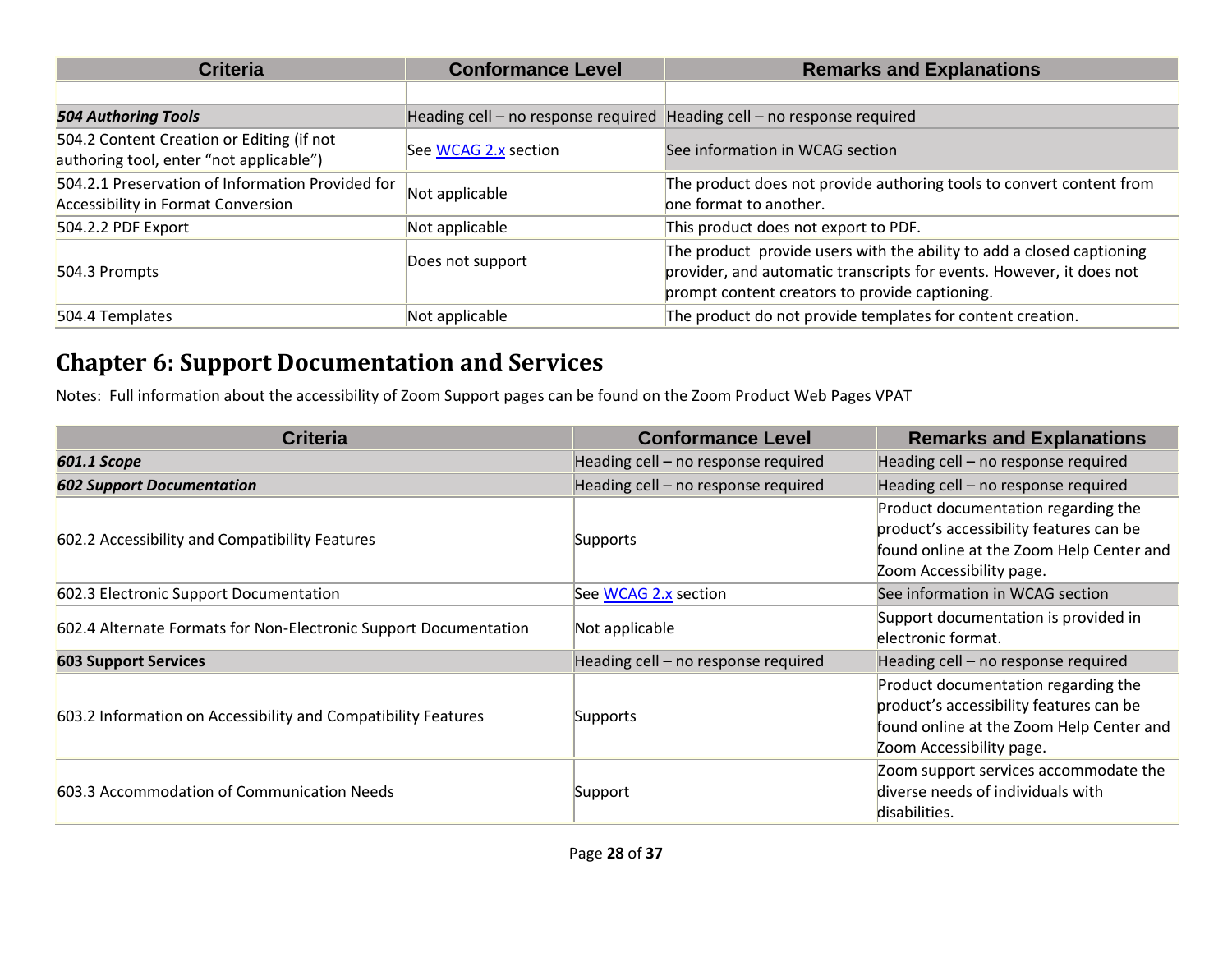| Criteria | Conformance Level | Remarks and Explanations |
|---|---|---|
| | | |
| ***504 Authoring Tools*** | Heading cell – no response required | Heading cell – no response required |
| 504.2 Content Creation or Editing (if not authoring tool, enter "not applicable") | See [WCAG 2.x](#) section | See information in WCAG section |
| 504.2.1 Preservation of Information Provided for Accessibility in Format Conversion | Not applicable | The product does not provide authoring tools to convert content from one format to another. |
| 504.2.2 PDF Export | Not applicable | This product does not export to PDF. |
| 504.3 Prompts | Does not support | The product provide users with the ability to add a closed captioning provider, and automatic transcripts for events. However, it does not prompt content creators to provide captioning. |
| 504.4 Templates | Not applicable | The product do not provide templates for content creation. |

## Chapter 6: Support Documentation and Services

Notes: Full information about the accessibility of Zoom Support pages can be found on the Zoom Product Web Pages VPAT

| Criteria | Conformance Level | Remarks and Explanations |
|---|---|---|
| ***601.1 Scope*** | Heading cell – no response required | Heading cell – no response required |
| ***602 Support Documentation*** | Heading cell – no response required | Heading cell – no response required |
| 602.2 Accessibility and Compatibility Features | Supports | Product documentation regarding the product's accessibility features can be found online at the Zoom Help Center and Zoom Accessibility page. |
| 602.3 Electronic Support Documentation | See [WCAG 2.x](#) section | See information in WCAG section |
| 602.4 Alternate Formats for Non-Electronic Support Documentation | Not applicable | Support documentation is provided in electronic format. |
| **603 Support Services** | Heading cell – no response required | Heading cell – no response required |
| 603.2 Information on Accessibility and Compatibility Features | Supports | Product documentation regarding the product's accessibility features can be found online at the Zoom Help Center and Zoom Accessibility page. |
| 603.3 Accommodation of Communication Needs | Support | Zoom support services accommodate the diverse needs of individuals with disabilities. |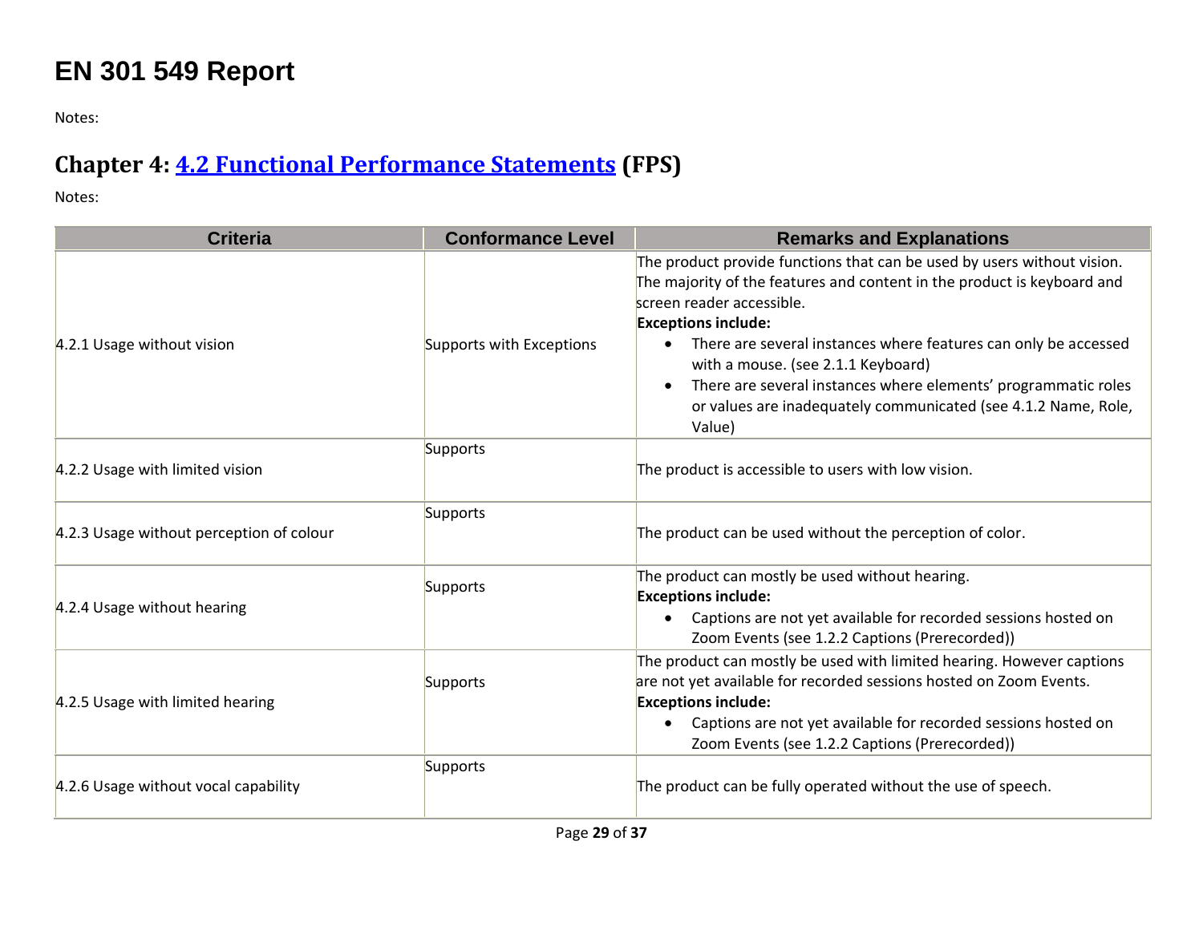# EN 301 549 Report

Notes:

## Chapter 4: [4.2 Functional Performance Statements](#) (FPS)

Notes:

| Criteria | Conformance Level | Remarks and Explanations |
| --- | --- | --- |
| 4.2.1 Usage without vision | Supports with Exceptions | The product provide functions that can be used by users without vision. The majority of the features and content in the product is keyboard and screen reader accessible.<br>**Exceptions include:**<br>• There are several instances where features can only be accessed with a mouse. (see 2.1.1 Keyboard)<br>• There are several instances where elements' programmatic roles or values are inadequately communicated (see 4.1.2 Name, Role, Value) |
| 4.2.2 Usage with limited vision | Supports | The product is accessible to users with low vision. |
| 4.2.3 Usage without perception of colour | Supports | The product can be used without the perception of color. |
| 4.2.4 Usage without hearing | Supports | The product can mostly be used without hearing.<br>**Exceptions include:**<br>• Captions are not yet available for recorded sessions hosted on Zoom Events (see 1.2.2 Captions (Prerecorded)) |
| 4.2.5 Usage with limited hearing | Supports | The product can mostly be used with limited hearing. However captions are not yet available for recorded sessions hosted on Zoom Events.<br>**Exceptions include:**<br>• Captions are not yet available for recorded sessions hosted on Zoom Events (see 1.2.2 Captions (Prerecorded)) |
| 4.2.6 Usage without vocal capability | Supports | The product can be fully operated without the use of speech. |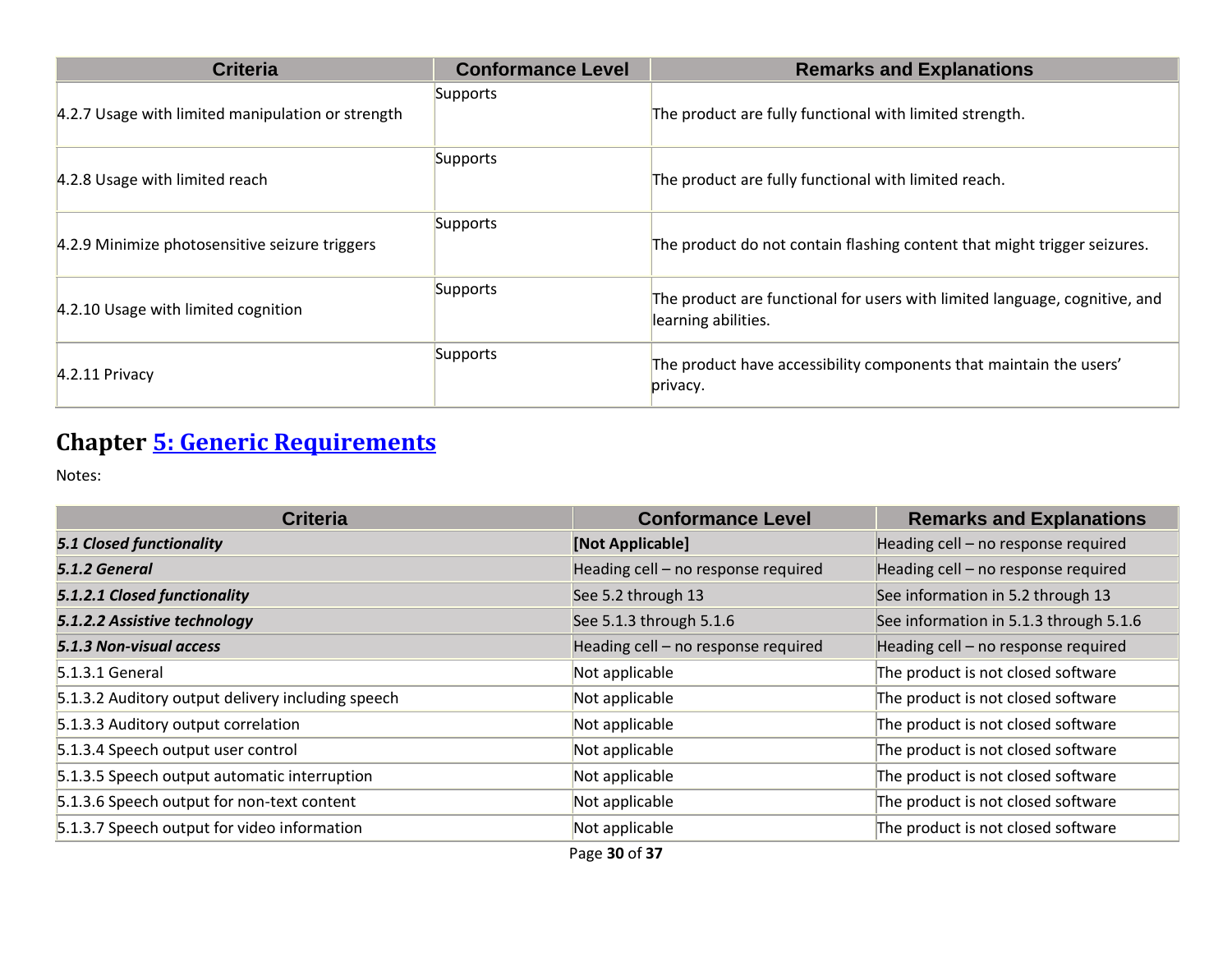| Criteria | Conformance Level | Remarks and Explanations |
|---|---|---|
| 4.2.7 Usage with limited manipulation or strength | Supports | The product are fully functional with limited strength. |
| 4.2.8 Usage with limited reach | Supports | The product are fully functional with limited reach. |
| 4.2.9 Minimize photosensitive seizure triggers | Supports | The product do not contain flashing content that might trigger seizures. |
| 4.2.10 Usage with limited cognition | Supports | The product are functional for users with limited language, cognitive, and learning abilities. |
| 4.2.11 Privacy | Supports | The product have accessibility components that maintain the users' privacy. |

## Chapter 5: Generic Requirements

Notes:

| Criteria | Conformance Level | Remarks and Explanations |
|---|---|---|
| ***5.1 Closed functionality*** | **[Not Applicable]** | Heading cell – no response required |
| ***5.1.2 General*** | Heading cell – no response required | Heading cell – no response required |
| ***5.1.2.1 Closed functionality*** | See 5.2 through 13 | See information in 5.2 through 13 |
| ***5.1.2.2 Assistive technology*** | See 5.1.3 through 5.1.6 | See information in 5.1.3 through 5.1.6 |
| ***5.1.3 Non-visual access*** | Heading cell – no response required | Heading cell – no response required |
| 5.1.3.1 General | Not applicable | The product is not closed software |
| 5.1.3.2 Auditory output delivery including speech | Not applicable | The product is not closed software |
| 5.1.3.3 Auditory output correlation | Not applicable | The product is not closed software |
| 5.1.3.4 Speech output user control | Not applicable | The product is not closed software |
| 5.1.3.5 Speech output automatic interruption | Not applicable | The product is not closed software |
| 5.1.3.6 Speech output for non-text content | Not applicable | The product is not closed software |
| 5.1.3.7 Speech output for video information | Not applicable | The product is not closed software |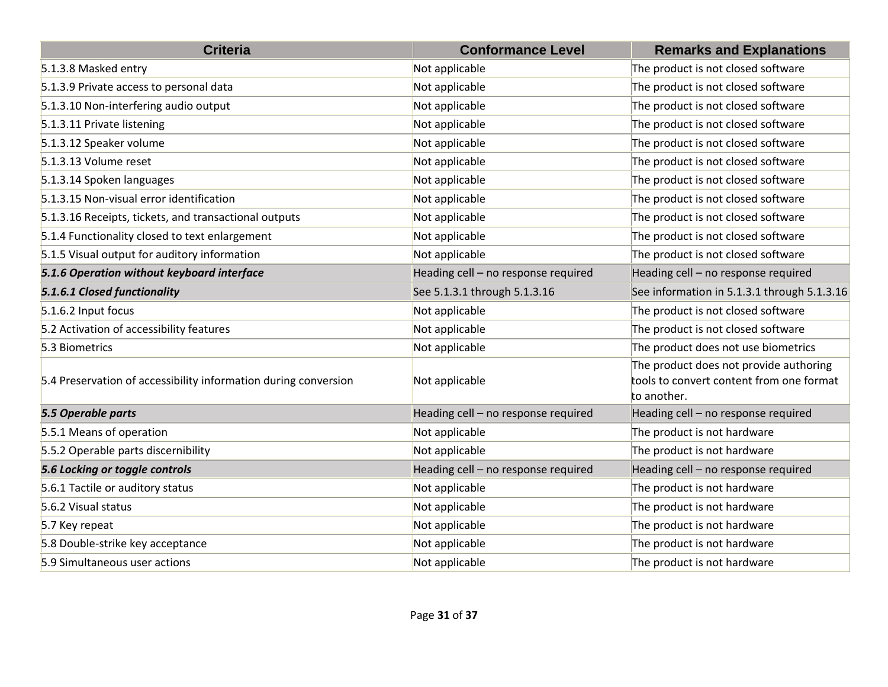| Criteria | Conformance Level | Remarks and Explanations |
|---|---|---|
| 5.1.3.8 Masked entry | Not applicable | The product is not closed software |
| 5.1.3.9 Private access to personal data | Not applicable | The product is not closed software |
| 5.1.3.10 Non-interfering audio output | Not applicable | The product is not closed software |
| 5.1.3.11 Private listening | Not applicable | The product is not closed software |
| 5.1.3.12 Speaker volume | Not applicable | The product is not closed software |
| 5.1.3.13 Volume reset | Not applicable | The product is not closed software |
| 5.1.3.14 Spoken languages | Not applicable | The product is not closed software |
| 5.1.3.15 Non-visual error identification | Not applicable | The product is not closed software |
| 5.1.3.16 Receipts, tickets, and transactional outputs | Not applicable | The product is not closed software |
| 5.1.4 Functionality closed to text enlargement | Not applicable | The product is not closed software |
| 5.1.5 Visual output for auditory information | Not applicable | The product is not closed software |
| ***5.1.6 Operation without keyboard interface*** | Heading cell – no response required | Heading cell – no response required |
| ***5.1.6.1 Closed functionality*** | See 5.1.3.1 through 5.1.3.16 | See information in 5.1.3.1 through 5.1.3.16 |
| 5.1.6.2 Input focus | Not applicable | The product is not closed software |
| 5.2 Activation of accessibility features | Not applicable | The product is not closed software |
| 5.3 Biometrics | Not applicable | The product does not use biometrics |
| 5.4 Preservation of accessibility information during conversion | Not applicable | The product does not provide authoring tools to convert content from one format to another. |
| ***5.5 Operable parts*** | Heading cell – no response required | Heading cell – no response required |
| 5.5.1 Means of operation | Not applicable | The product is not hardware |
| 5.5.2 Operable parts discernibility | Not applicable | The product is not hardware |
| ***5.6 Locking or toggle controls*** | Heading cell – no response required | Heading cell – no response required |
| 5.6.1 Tactile or auditory status | Not applicable | The product is not hardware |
| 5.6.2 Visual status | Not applicable | The product is not hardware |
| 5.7 Key repeat | Not applicable | The product is not hardware |
| 5.8 Double-strike key acceptance | Not applicable | The product is not hardware |
| 5.9 Simultaneous user actions | Not applicable | The product is not hardware |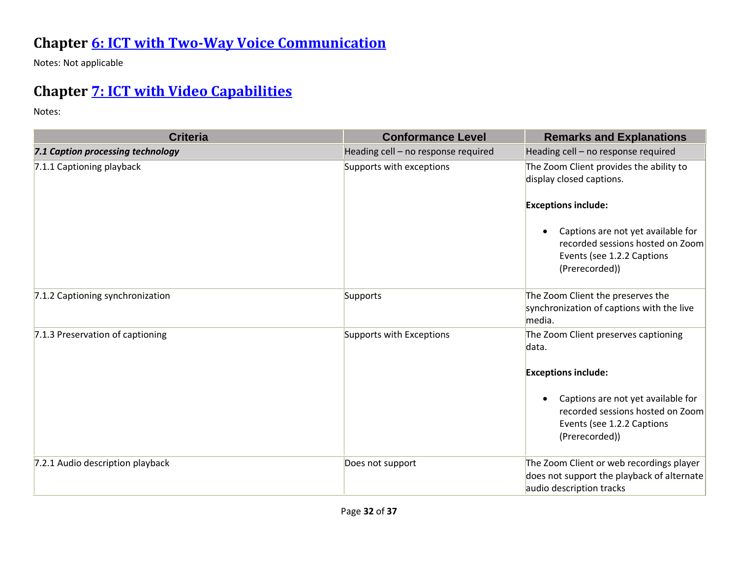## Chapter [6: ICT with Two-Way Voice Communication](#)

Notes: Not applicable

## Chapter [7: ICT with Video Capabilities](#)

Notes:

| Criteria | Conformance Level | Remarks and Explanations |
| --- | --- | --- |
| ***7.1 Caption processing technology*** | Heading cell – no response required | Heading cell – no response required |
| 7.1.1 Captioning playback | Supports with exceptions | The Zoom Client provides the ability to display closed captions.<br><br>**Exceptions include:**<br><br>• Captions are not yet available for recorded sessions hosted on Zoom Events (see 1.2.2 Captions (Prerecorded)) |
| 7.1.2 Captioning synchronization | Supports | The Zoom Client the preserves the synchronization of captions with the live media. |
| 7.1.3 Preservation of captioning | Supports with Exceptions | The Zoom Client preserves captioning data.<br><br>**Exceptions include:**<br><br>• Captions are not yet available for recorded sessions hosted on Zoom Events (see 1.2.2 Captions (Prerecorded)) |
| 7.2.1 Audio description playback | Does not support | The Zoom Client or web recordings player does not support the playback of alternate audio description tracks |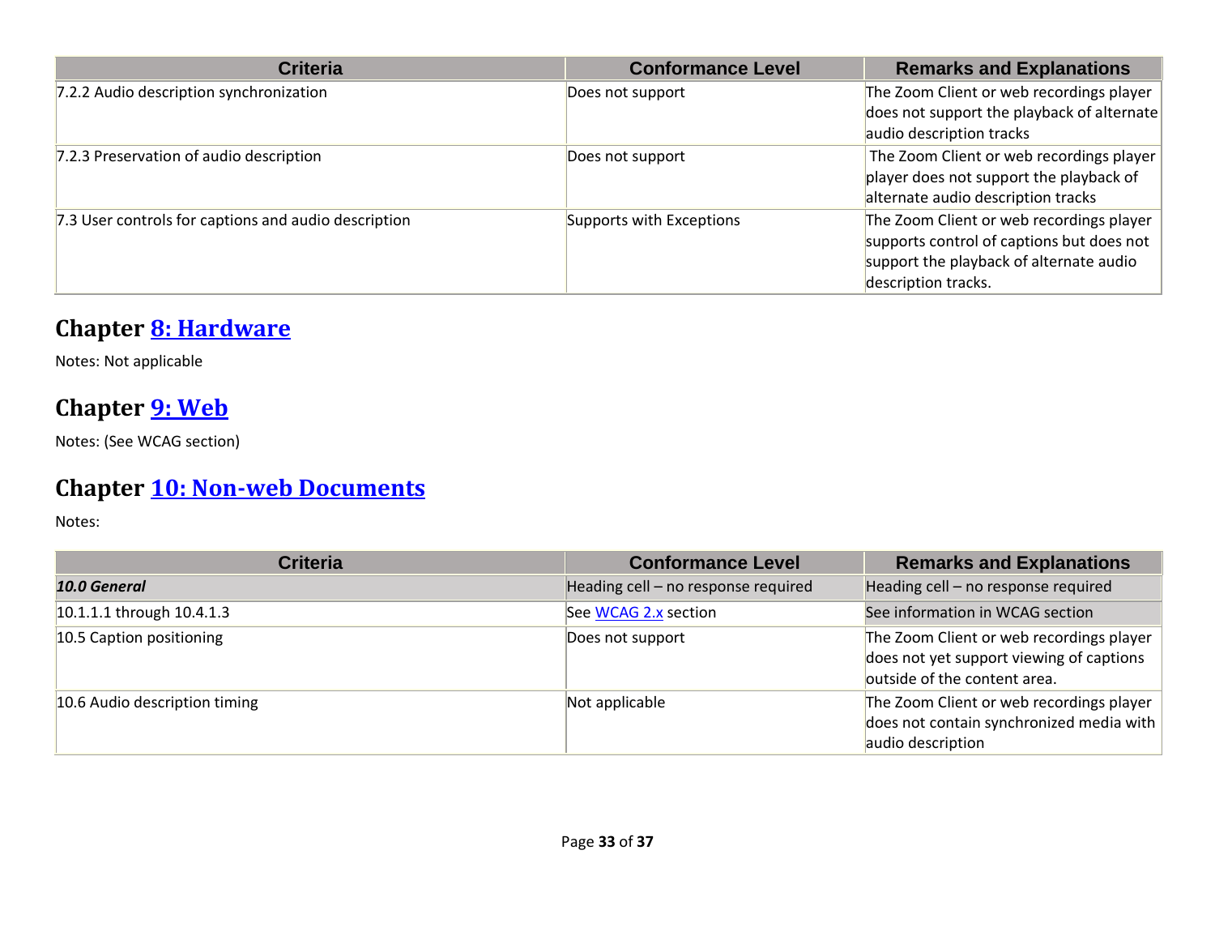| Criteria | Conformance Level | Remarks and Explanations |
| --- | --- | --- |
| 7.2.2 Audio description synchronization | Does not support | The Zoom Client or web recordings player does not support the playback of alternate audio description tracks |
| 7.2.3 Preservation of audio description | Does not support | The Zoom Client or web recordings player player does not support the playback of alternate audio description tracks |
| 7.3 User controls for captions and audio description | Supports with Exceptions | The Zoom Client or web recordings player supports control of captions but does not support the playback of alternate audio description tracks. |

## Chapter [8: Hardware]

Notes: Not applicable

## Chapter [9: Web]

Notes: (See WCAG section)

## Chapter [10: Non-web Documents]

Notes:

| Criteria | Conformance Level | Remarks and Explanations |
| --- | --- | --- |
| ***10.0 General*** | Heading cell – no response required | Heading cell – no response required |
| 10.1.1.1 through 10.4.1.3 | See [WCAG 2.x] section | See information in WCAG section |
| 10.5 Caption positioning | Does not support | The Zoom Client or web recordings player does not yet support viewing of captions outside of the content area. |
| 10.6 Audio description timing | Not applicable | The Zoom Client or web recordings player does not contain synchronized media with audio description |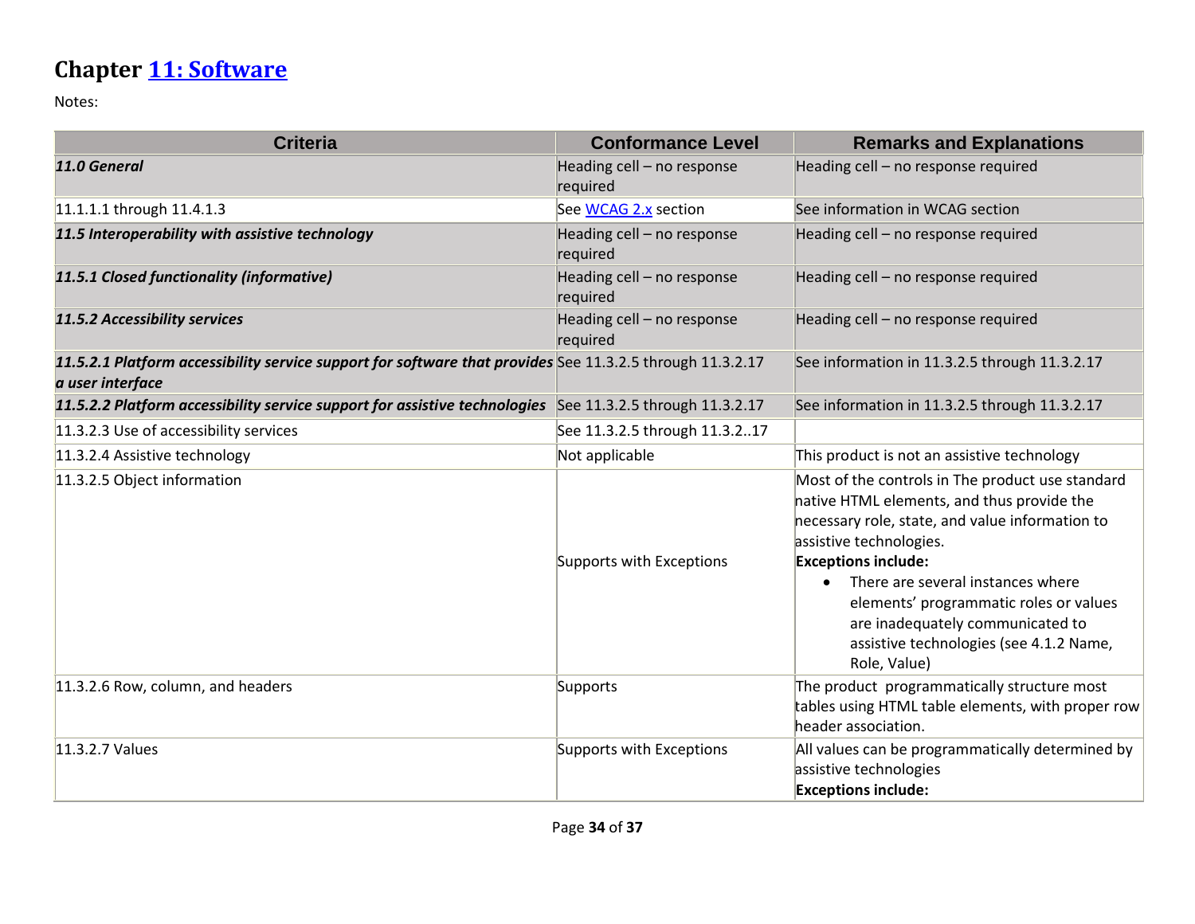## Chapter [11: Software](#)

Notes:

| Criteria | Conformance Level | Remarks and Explanations |
|---|---|---|
| ***11.0 General*** | Heading cell – no response required | Heading cell – no response required |
| 11.1.1.1 through 11.4.1.3 | See [WCAG 2.x](#) section | See information in WCAG section |
| ***11.5 Interoperability with assistive technology*** | Heading cell – no response required | Heading cell – no response required |
| ***11.5.1 Closed functionality (informative)*** | Heading cell – no response required | Heading cell – no response required |
| ***11.5.2 Accessibility services*** | Heading cell – no response required | Heading cell – no response required |
| ***11.5.2.1 Platform accessibility service support for software that provides a user interface*** | See 11.3.2.5 through 11.3.2.17 | See information in 11.3.2.5 through 11.3.2.17 |
| ***11.5.2.2 Platform accessibility service support for assistive technologies*** | See 11.3.2.5 through 11.3.2.17 | See information in 11.3.2.5 through 11.3.2.17 |
| 11.3.2.3 Use of accessibility services | See 11.3.2.5 through 11.3.2..17 | |
| 11.3.2.4 Assistive technology | Not applicable | This product is not an assistive technology |
| 11.3.2.5 Object information | Supports with Exceptions | Most of the controls in The product use standard native HTML elements, and thus provide the necessary role, state, and value information to assistive technologies.<br>**Exceptions include:**<br>• There are several instances where elements' programmatic roles or values are inadequately communicated to assistive technologies (see 4.1.2 Name, Role, Value) |
| 11.3.2.6 Row, column, and headers | Supports | The product programmatically structure most tables using HTML table elements, with proper row header association. |
| 11.3.2.7 Values | Supports with Exceptions | All values can be programmatically determined by assistive technologies<br>**Exceptions include:** |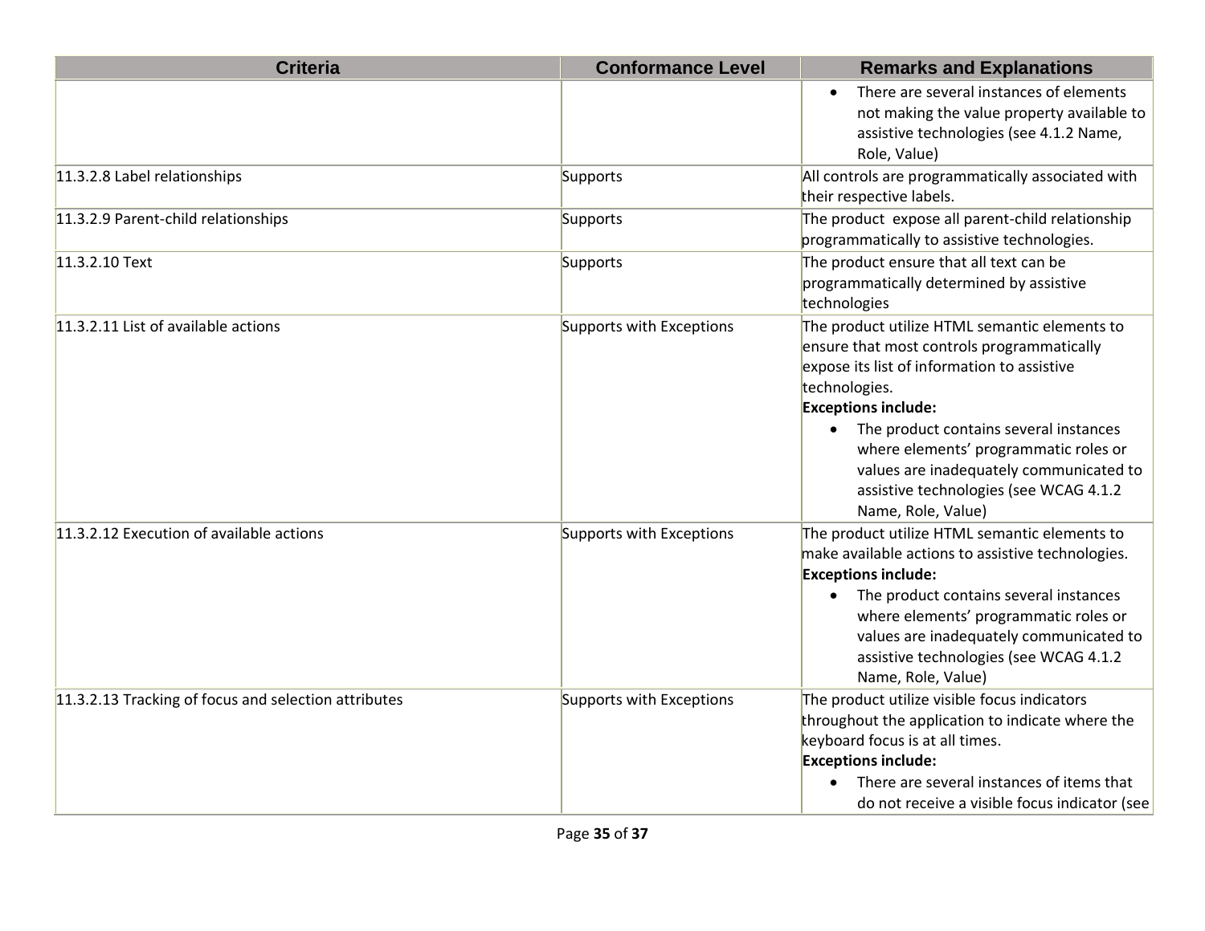| Criteria | Conformance Level | Remarks and Explanations |
|---|---|---|
| | | • There are several instances of elements not making the value property available to assistive technologies (see 4.1.2 Name, Role, Value) |
| 11.3.2.8 Label relationships | Supports | All controls are programmatically associated with their respective labels. |
| 11.3.2.9 Parent-child relationships | Supports | The product  expose all parent-child relationship programmatically to assistive technologies. |
| 11.3.2.10 Text | Supports | The product ensure that all text can be programmatically determined by assistive technologies |
| 11.3.2.11 List of available actions | Supports with Exceptions | The product utilize HTML semantic elements to ensure that most controls programmatically expose its list of information to assistive technologies.<br>**Exceptions include:**<br>• The product contains several instances where elements' programmatic roles or values are inadequately communicated to assistive technologies (see WCAG 4.1.2 Name, Role, Value) |
| 11.3.2.12 Execution of available actions | Supports with Exceptions | The product utilize HTML semantic elements to make available actions to assistive technologies.<br>**Exceptions include:**<br>• The product contains several instances where elements' programmatic roles or values are inadequately communicated to assistive technologies (see WCAG 4.1.2 Name, Role, Value) |
| 11.3.2.13 Tracking of focus and selection attributes | Supports with Exceptions | The product utilize visible focus indicators throughout the application to indicate where the keyboard focus is at all times.<br>**Exceptions include:**<br>• There are several instances of items that do not receive a visible focus indicator (see |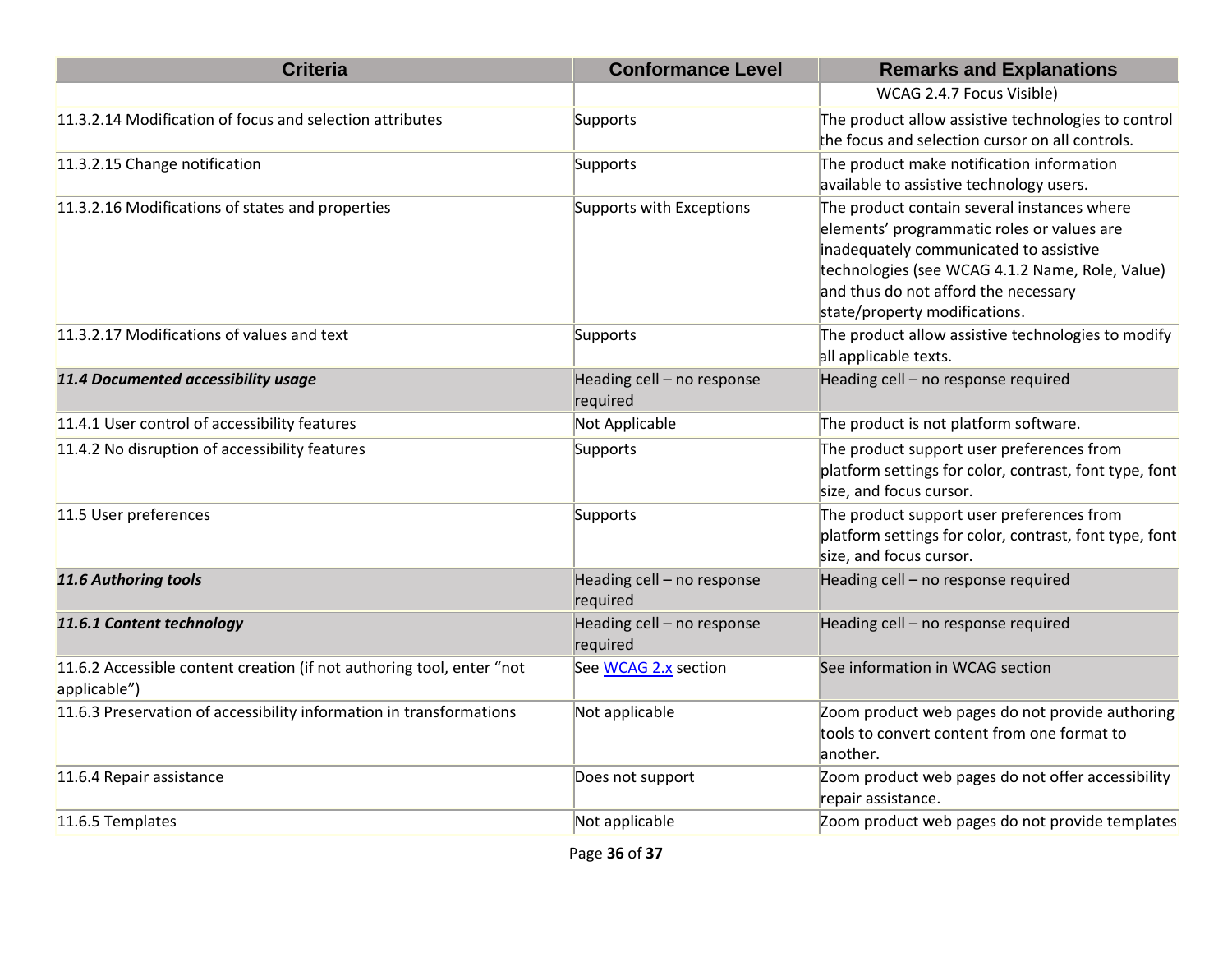| Criteria | Conformance Level | Remarks and Explanations |
|---|---|---|
| | | WCAG 2.4.7 Focus Visible) |
| 11.3.2.14 Modification of focus and selection attributes | Supports | The product allow assistive technologies to control the focus and selection cursor on all controls. |
| 11.3.2.15 Change notification | Supports | The product make notification information available to assistive technology users. |
| 11.3.2.16 Modifications of states and properties | Supports with Exceptions | The product contain several instances where elements' programmatic roles or values are inadequately communicated to assistive technologies (see WCAG 4.1.2 Name, Role, Value) and thus do not afford the necessary state/property modifications. |
| 11.3.2.17 Modifications of values and text | Supports | The product allow assistive technologies to modify all applicable texts. |
| ***11.4 Documented accessibility usage*** | Heading cell – no response required | Heading cell – no response required |
| 11.4.1 User control of accessibility features | Not Applicable | The product is not platform software. |
| 11.4.2 No disruption of accessibility features | Supports | The product support user preferences from platform settings for color, contrast, font type, font size, and focus cursor. |
| 11.5 User preferences | Supports | The product support user preferences from platform settings for color, contrast, font type, font size, and focus cursor. |
| ***11.6 Authoring tools*** | Heading cell – no response required | Heading cell – no response required |
| ***11.6.1 Content technology*** | Heading cell – no response required | Heading cell – no response required |
| 11.6.2 Accessible content creation (if not authoring tool, enter "not applicable") | See [WCAG 2.x](#) section | See information in WCAG section |
| 11.6.3 Preservation of accessibility information in transformations | Not applicable | Zoom product web pages do not provide authoring tools to convert content from one format to another. |
| 11.6.4 Repair assistance | Does not support | Zoom product web pages do not offer accessibility repair assistance. |
| 11.6.5 Templates | Not applicable | Zoom product web pages do not provide templates |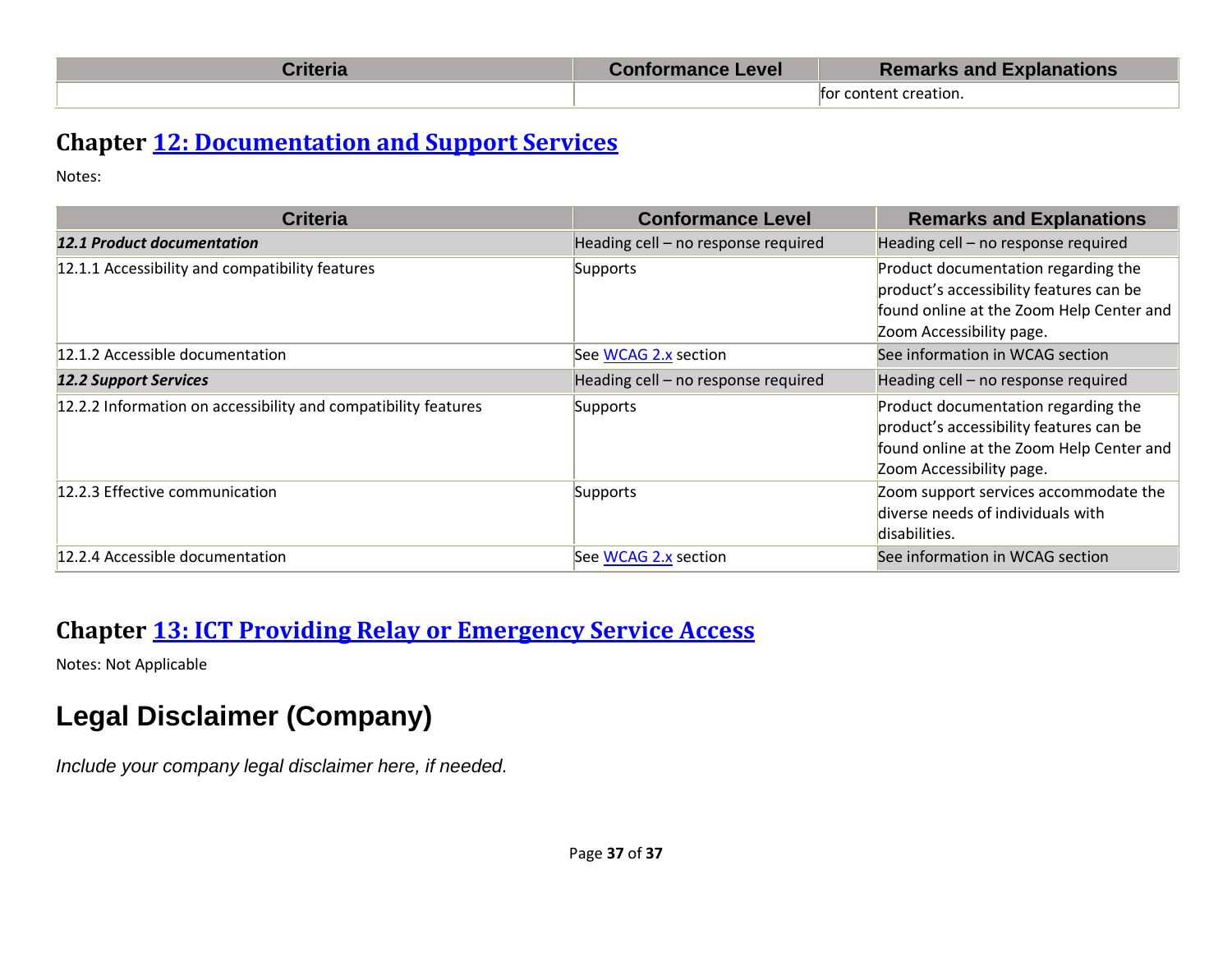| Criteria | Conformance Level | Remarks and Explanations |
|---|---|---|
| | | for content creation. |

## Chapter [12: Documentation and Support Services]

Notes:

| Criteria | Conformance Level | Remarks and Explanations |
|---|---|---|
| ***12.1 Product documentation*** | Heading cell – no response required | Heading cell – no response required |
| 12.1.1 Accessibility and compatibility features | Supports | Product documentation regarding the product's accessibility features can be found online at the Zoom Help Center and Zoom Accessibility page. |
| 12.1.2 Accessible documentation | See [WCAG 2.x] section | See information in WCAG section |
| ***12.2 Support Services*** | Heading cell – no response required | Heading cell – no response required |
| 12.2.2 Information on accessibility and compatibility features | Supports | Product documentation regarding the product's accessibility features can be found online at the Zoom Help Center and Zoom Accessibility page. |
| 12.2.3 Effective communication | Supports | Zoom support services accommodate the diverse needs of individuals with disabilities. |
| 12.2.4 Accessible documentation | See [WCAG 2.x] section | See information in WCAG section |

## Chapter [13: ICT Providing Relay or Emergency Service Access]

Notes: Not Applicable

# Legal Disclaimer (Company)

*Include your company legal disclaimer here, if needed.*